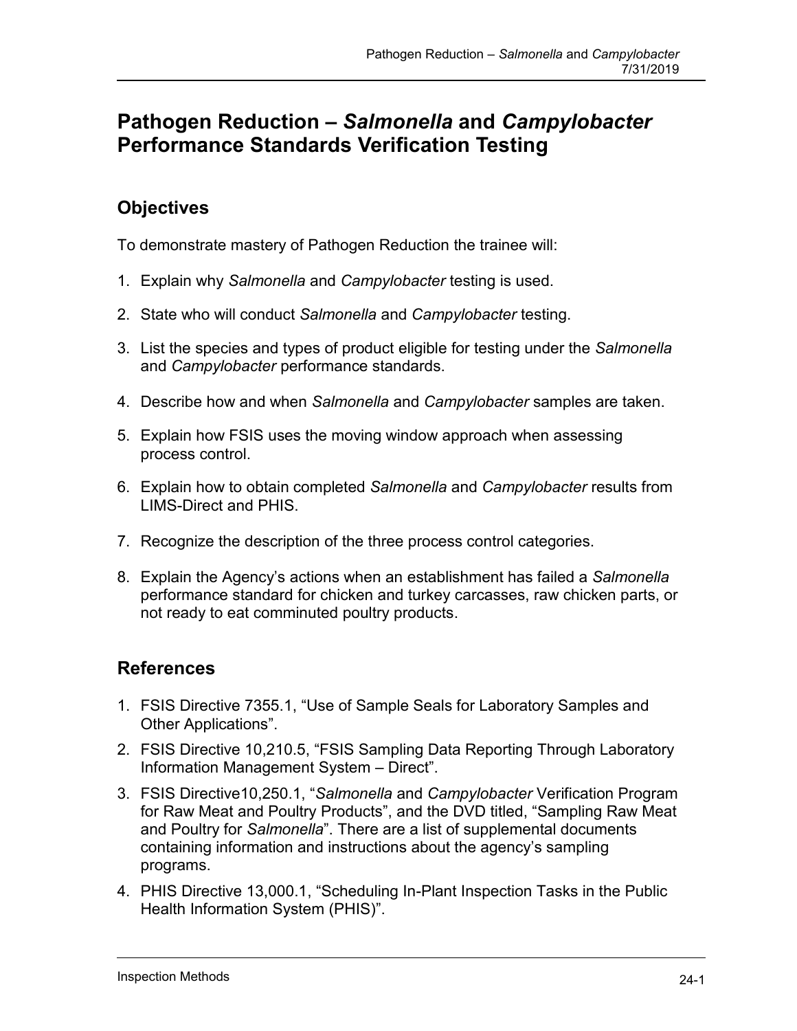# Pathogen Reduction – *Salmonella* and *Campylobacter* Performance Standards Verification Testing

## Objectives

To demonstrate mastery of Pathogen Reduction the trainee will:

1. Explain why *Salmonella* and *Campylobacter* testing is used.
2. State who will conduct *Salmonella* and *Campylobacter* testing.
3. List the species and types of product eligible for testing under the *Salmonella* and *Campylobacter* performance standards.
4. Describe how and when *Salmonella* and *Campylobacter* samples are taken.
5. Explain how FSIS uses the moving window approach when assessing process control.
6. Explain how to obtain completed *Salmonella* and *Campylobacter* results from LIMS-Direct and PHIS.
7. Recognize the description of the three process control categories.
8. Explain the Agency's actions when an establishment has failed a *Salmonella* performance standard for chicken and turkey carcasses, raw chicken parts, or not ready to eat comminuted poultry products.

## References

1. FSIS Directive 7355.1, "Use of Sample Seals for Laboratory Samples and Other Applications".
2. FSIS Directive 10,210.5, "FSIS Sampling Data Reporting Through Laboratory Information Management System – Direct".
3. FSIS Directive10,250.1, "*Salmonella* and *Campylobacter* Verification Program for Raw Meat and Poultry Products", and the DVD titled, "Sampling Raw Meat and Poultry for *Salmonella*". There are a list of supplemental documents containing information and instructions about the agency's sampling programs.
4. PHIS Directive 13,000.1, "Scheduling In-Plant Inspection Tasks in the Public Health Information System (PHIS)".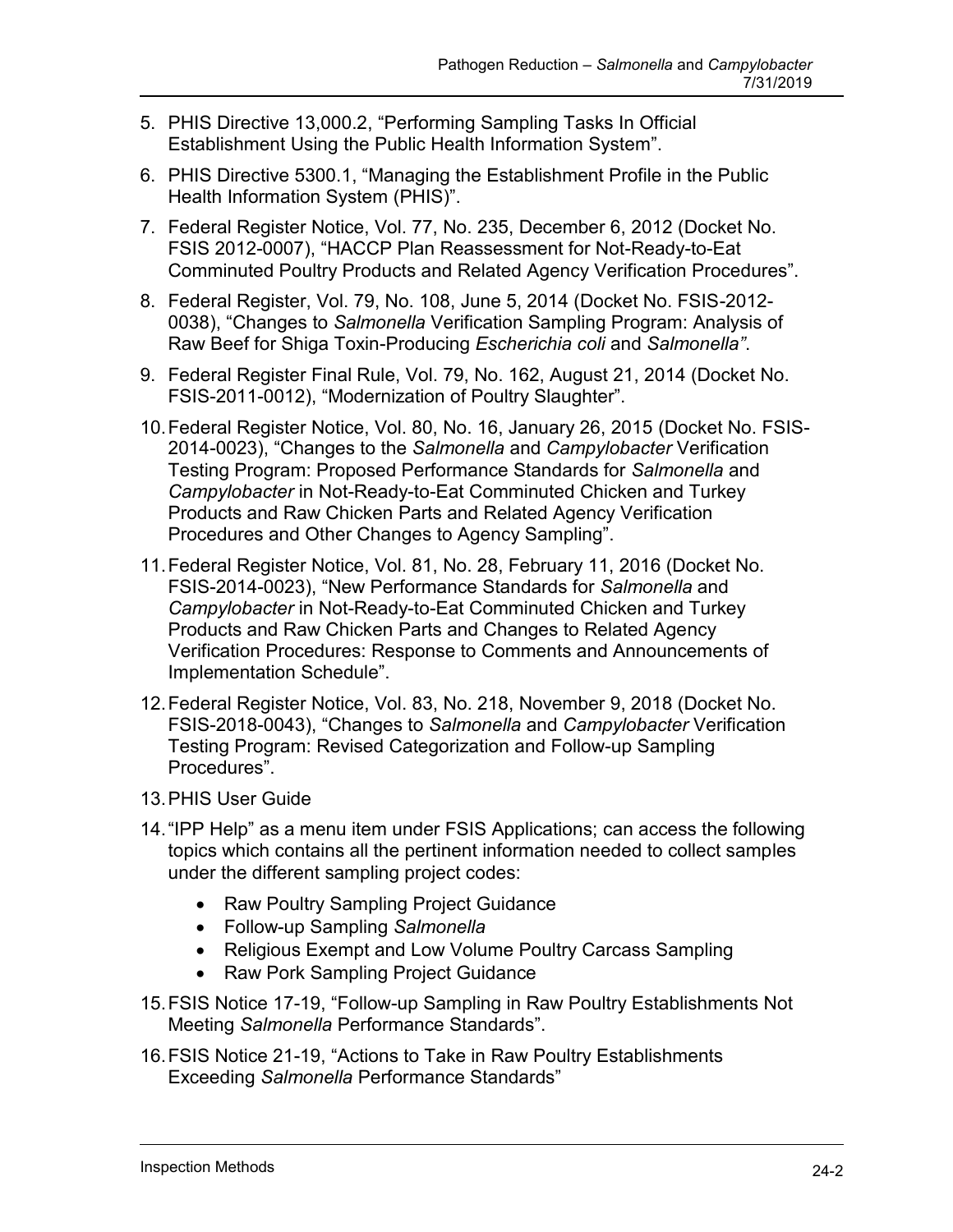5. PHIS Directive 13,000.2, “Performing Sampling Tasks In Official Establishment Using the Public Health Information System”.
6. PHIS Directive 5300.1, “Managing the Establishment Profile in the Public Health Information System (PHIS)”.
7. Federal Register Notice, Vol. 77, No. 235, December 6, 2012 (Docket No. FSIS 2012-0007), “HACCP Plan Reassessment for Not-Ready-to-Eat Comminuted Poultry Products and Related Agency Verification Procedures”.
8. Federal Register, Vol. 79, No. 108, June 5, 2014 (Docket No. FSIS-2012-0038), “Changes to *Salmonella* Verification Sampling Program: Analysis of Raw Beef for Shiga Toxin-Producing *Escherichia coli* and *Salmonella”*.
9. Federal Register Final Rule, Vol. 79, No. 162, August 21, 2014 (Docket No. FSIS-2011-0012), “Modernization of Poultry Slaughter”.
10. Federal Register Notice, Vol. 80, No. 16, January 26, 2015 (Docket No. FSIS-2014-0023), “Changes to the *Salmonella* and *Campylobacter* Verification Testing Program: Proposed Performance Standards for *Salmonella* and *Campylobacter* in Not-Ready-to-Eat Comminuted Chicken and Turkey Products and Raw Chicken Parts and Related Agency Verification Procedures and Other Changes to Agency Sampling”.
11. Federal Register Notice, Vol. 81, No. 28, February 11, 2016 (Docket No. FSIS-2014-0023), “New Performance Standards for *Salmonella* and *Campylobacter* in Not-Ready-to-Eat Comminuted Chicken and Turkey Products and Raw Chicken Parts and Changes to Related Agency Verification Procedures: Response to Comments and Announcements of Implementation Schedule”.
12. Federal Register Notice, Vol. 83, No. 218, November 9, 2018 (Docket No. FSIS-2018-0043), “Changes to *Salmonella* and *Campylobacter* Verification Testing Program: Revised Categorization and Follow-up Sampling Procedures”.
13. PHIS User Guide
14. “IPP Help” as a menu item under FSIS Applications; can access the following topics which contains all the pertinent information needed to collect samples under the different sampling project codes:
    - Raw Poultry Sampling Project Guidance
    - Follow-up Sampling *Salmonella*
    - Religious Exempt and Low Volume Poultry Carcass Sampling
    - Raw Pork Sampling Project Guidance
15. FSIS Notice 17-19, “Follow-up Sampling in Raw Poultry Establishments Not Meeting *Salmonella* Performance Standards”.
16. FSIS Notice 21-19, “Actions to Take in Raw Poultry Establishments Exceeding *Salmonella* Performance Standards”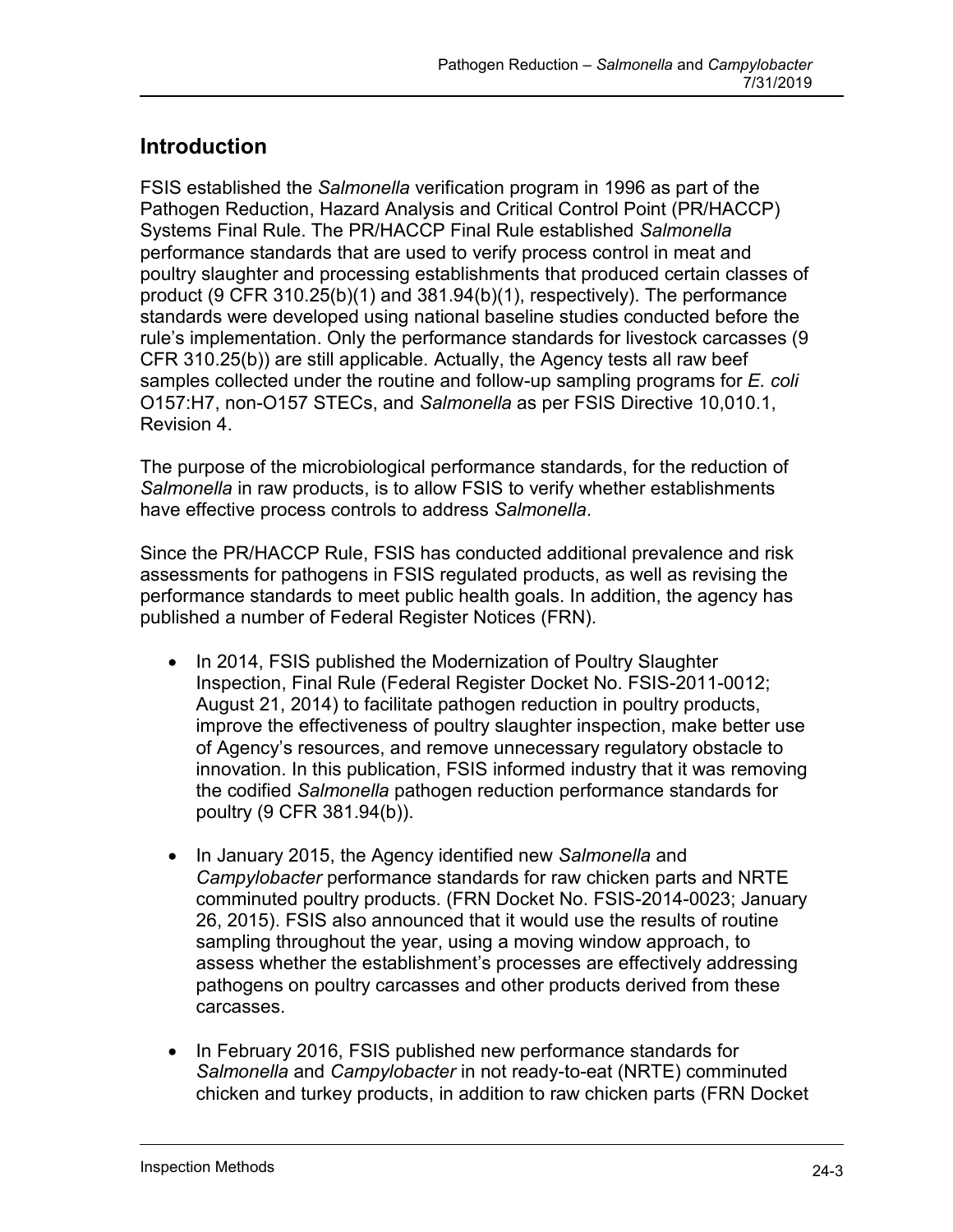## Introduction

FSIS established the *Salmonella* verification program in 1996 as part of the Pathogen Reduction, Hazard Analysis and Critical Control Point (PR/HACCP) Systems Final Rule. The PR/HACCP Final Rule established *Salmonella* performance standards that are used to verify process control in meat and poultry slaughter and processing establishments that produced certain classes of product (9 CFR 310.25(b)(1) and 381.94(b)(1), respectively). The performance standards were developed using national baseline studies conducted before the rule's implementation. Only the performance standards for livestock carcasses (9 CFR 310.25(b)) are still applicable. Actually, the Agency tests all raw beef samples collected under the routine and follow-up sampling programs for *E. coli* O157:H7, non-O157 STECs, and *Salmonella* as per FSIS Directive 10,010.1, Revision 4.

The purpose of the microbiological performance standards, for the reduction of *Salmonella* in raw products, is to allow FSIS to verify whether establishments have effective process controls to address *Salmonella*.

Since the PR/HACCP Rule, FSIS has conducted additional prevalence and risk assessments for pathogens in FSIS regulated products, as well as revising the performance standards to meet public health goals. In addition, the agency has published a number of Federal Register Notices (FRN).

- In 2014, FSIS published the Modernization of Poultry Slaughter Inspection, Final Rule (Federal Register Docket No. FSIS-2011-0012; August 21, 2014) to facilitate pathogen reduction in poultry products, improve the effectiveness of poultry slaughter inspection, make better use of Agency's resources, and remove unnecessary regulatory obstacle to innovation. In this publication, FSIS informed industry that it was removing the codified *Salmonella* pathogen reduction performance standards for poultry (9 CFR 381.94(b)).

- In January 2015, the Agency identified new *Salmonella* and *Campylobacter* performance standards for raw chicken parts and NRTE comminuted poultry products. (FRN Docket No. FSIS-2014-0023; January 26, 2015). FSIS also announced that it would use the results of routine sampling throughout the year, using a moving window approach, to assess whether the establishment's processes are effectively addressing pathogens on poultry carcasses and other products derived from these carcasses.

- In February 2016, FSIS published new performance standards for *Salmonella* and *Campylobacter* in not ready-to-eat (NRTE) comminuted chicken and turkey products, in addition to raw chicken parts (FRN Docket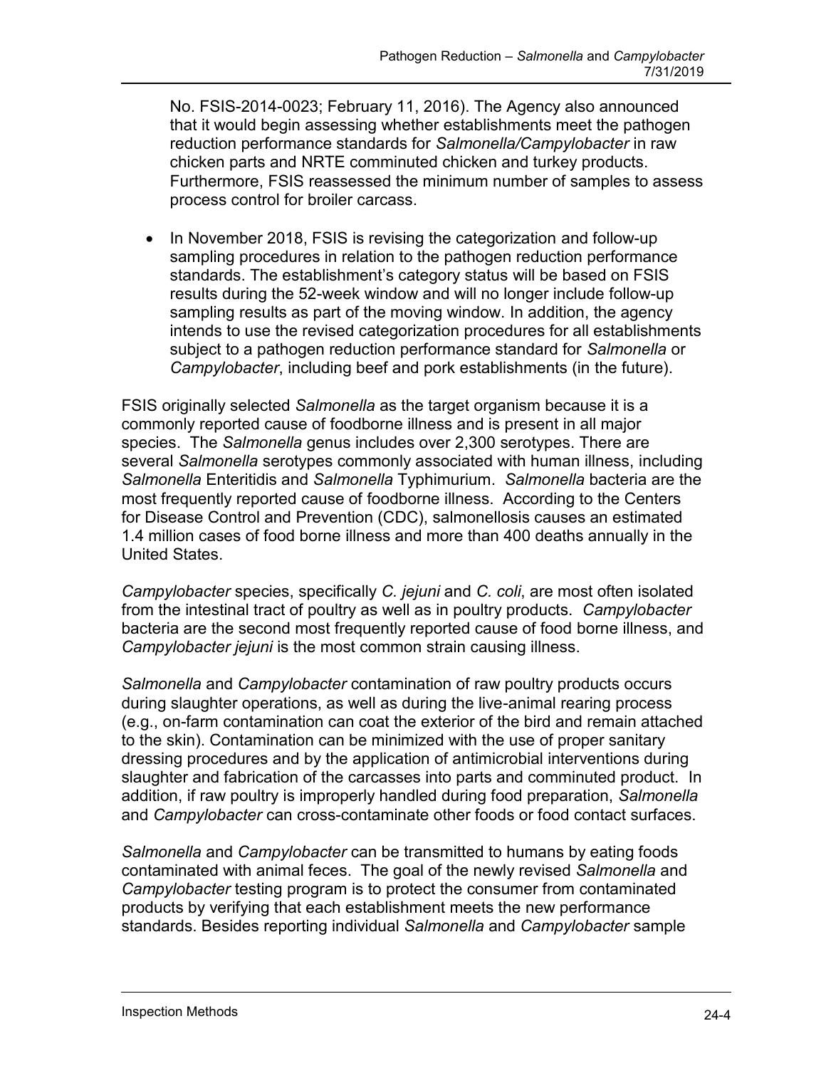No. FSIS-2014-0023; February 11, 2016). The Agency also announced that it would begin assessing whether establishments meet the pathogen reduction performance standards for *Salmonella/Campylobacter* in raw chicken parts and NRTE comminuted chicken and turkey products. Furthermore, FSIS reassessed the minimum number of samples to assess process control for broiler carcass.

- In November 2018, FSIS is revising the categorization and follow-up sampling procedures in relation to the pathogen reduction performance standards. The establishment's category status will be based on FSIS results during the 52-week window and will no longer include follow-up sampling results as part of the moving window. In addition, the agency intends to use the revised categorization procedures for all establishments subject to a pathogen reduction performance standard for *Salmonella* or *Campylobacter*, including beef and pork establishments (in the future).

FSIS originally selected *Salmonella* as the target organism because it is a commonly reported cause of foodborne illness and is present in all major species. The *Salmonella* genus includes over 2,300 serotypes. There are several *Salmonella* serotypes commonly associated with human illness, including *Salmonella* Enteritidis and *Salmonella* Typhimurium. *Salmonella* bacteria are the most frequently reported cause of foodborne illness. According to the Centers for Disease Control and Prevention (CDC), salmonellosis causes an estimated 1.4 million cases of food borne illness and more than 400 deaths annually in the United States.

*Campylobacter* species, specifically *C. jejuni* and *C. coli*, are most often isolated from the intestinal tract of poultry as well as in poultry products. *Campylobacter* bacteria are the second most frequently reported cause of food borne illness, and *Campylobacter jejuni* is the most common strain causing illness.

*Salmonella* and *Campylobacter* contamination of raw poultry products occurs during slaughter operations, as well as during the live-animal rearing process (e.g., on-farm contamination can coat the exterior of the bird and remain attached to the skin). Contamination can be minimized with the use of proper sanitary dressing procedures and by the application of antimicrobial interventions during slaughter and fabrication of the carcasses into parts and comminuted product. In addition, if raw poultry is improperly handled during food preparation, *Salmonella* and *Campylobacter* can cross-contaminate other foods or food contact surfaces.

*Salmonella* and *Campylobacter* can be transmitted to humans by eating foods contaminated with animal feces. The goal of the newly revised *Salmonella* and *Campylobacter* testing program is to protect the consumer from contaminated products by verifying that each establishment meets the new performance standards. Besides reporting individual *Salmonella* and *Campylobacter* sample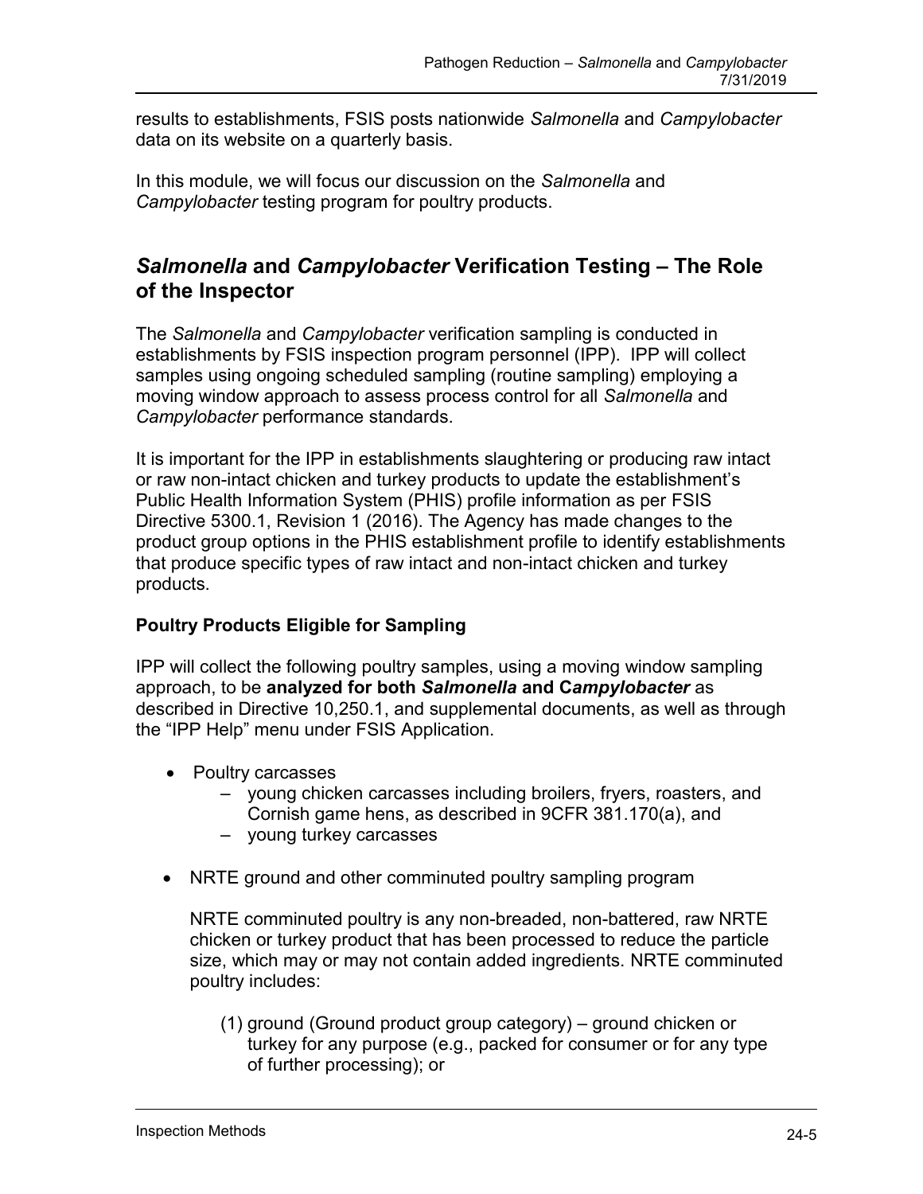results to establishments, FSIS posts nationwide *Salmonella* and *Campylobacter* data on its website on a quarterly basis.

In this module, we will focus our discussion on the *Salmonella* and *Campylobacter* testing program for poultry products.

## *Salmonella* and *Campylobacter* Verification Testing – The Role of the Inspector

The *Salmonella* and *Campylobacter* verification sampling is conducted in establishments by FSIS inspection program personnel (IPP). IPP will collect samples using ongoing scheduled sampling (routine sampling) employing a moving window approach to assess process control for all *Salmonella* and *Campylobacter* performance standards.

It is important for the IPP in establishments slaughtering or producing raw intact or raw non-intact chicken and turkey products to update the establishment's Public Health Information System (PHIS) profile information as per FSIS Directive 5300.1, Revision 1 (2016). The Agency has made changes to the product group options in the PHIS establishment profile to identify establishments that produce specific types of raw intact and non-intact chicken and turkey products.

### Poultry Products Eligible for Sampling

IPP will collect the following poultry samples, using a moving window sampling approach, to be **analyzed for both *Salmonella* and C*ampylobacter*** as described in Directive 10,250.1, and supplemental documents, as well as through the "IPP Help" menu under FSIS Application.

- Poultry carcasses
  - young chicken carcasses including broilers, fryers, roasters, and Cornish game hens, as described in 9CFR 381.170(a), and
  - young turkey carcasses
- NRTE ground and other comminuted poultry sampling program

  NRTE comminuted poultry is any non-breaded, non-battered, raw NRTE chicken or turkey product that has been processed to reduce the particle size, which may or may not contain added ingredients. NRTE comminuted poultry includes:

  (1) ground (Ground product group category) – ground chicken or turkey for any purpose (e.g., packed for consumer or for any type of further processing); or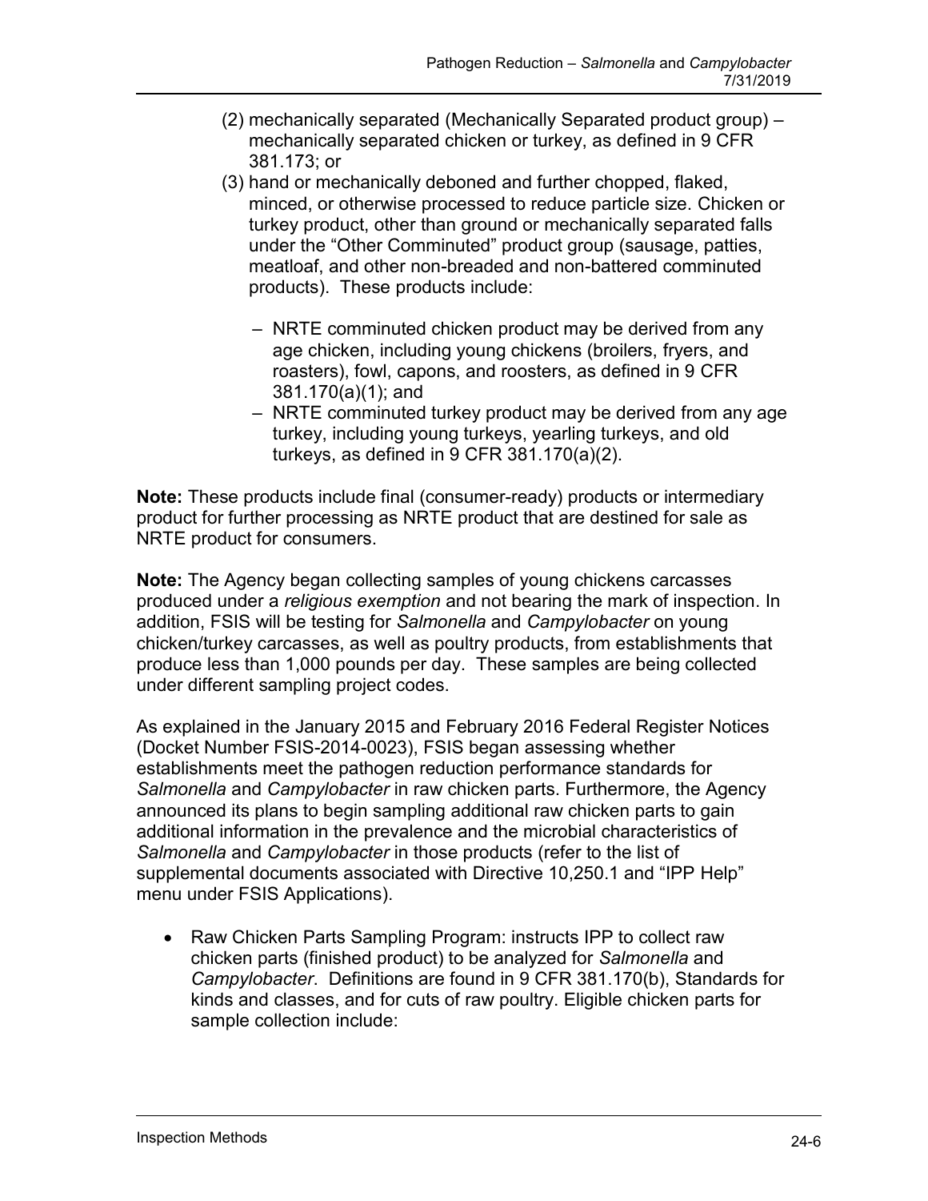(2) mechanically separated (Mechanically Separated product group) – mechanically separated chicken or turkey, as defined in 9 CFR 381.173; or

(3) hand or mechanically deboned and further chopped, flaked, minced, or otherwise processed to reduce particle size. Chicken or turkey product, other than ground or mechanically separated falls under the "Other Comminuted" product group (sausage, patties, meatloaf, and other non-breaded and non-battered comminuted products). These products include:

   – NRTE comminuted chicken product may be derived from any age chicken, including young chickens (broilers, fryers, and roasters), fowl, capons, and roosters, as defined in 9 CFR 381.170(a)(1); and
   – NRTE comminuted turkey product may be derived from any age turkey, including young turkeys, yearling turkeys, and old turkeys, as defined in 9 CFR 381.170(a)(2).

**Note:** These products include final (consumer-ready) products or intermediary product for further processing as NRTE product that are destined for sale as NRTE product for consumers.

**Note:** The Agency began collecting samples of young chickens carcasses produced under a *religious exemption* and not bearing the mark of inspection. In addition, FSIS will be testing for *Salmonella* and *Campylobacter* on young chicken/turkey carcasses, as well as poultry products, from establishments that produce less than 1,000 pounds per day. These samples are being collected under different sampling project codes.

As explained in the January 2015 and February 2016 Federal Register Notices (Docket Number FSIS-2014-0023), FSIS began assessing whether establishments meet the pathogen reduction performance standards for *Salmonella* and *Campylobacter* in raw chicken parts. Furthermore, the Agency announced its plans to begin sampling additional raw chicken parts to gain additional information in the prevalence and the microbial characteristics of *Salmonella* and *Campylobacter* in those products (refer to the list of supplemental documents associated with Directive 10,250.1 and "IPP Help" menu under FSIS Applications).

- Raw Chicken Parts Sampling Program: instructs IPP to collect raw chicken parts (finished product) to be analyzed for *Salmonella* and *Campylobacter*. Definitions are found in 9 CFR 381.170(b), Standards for kinds and classes, and for cuts of raw poultry. Eligible chicken parts for sample collection include: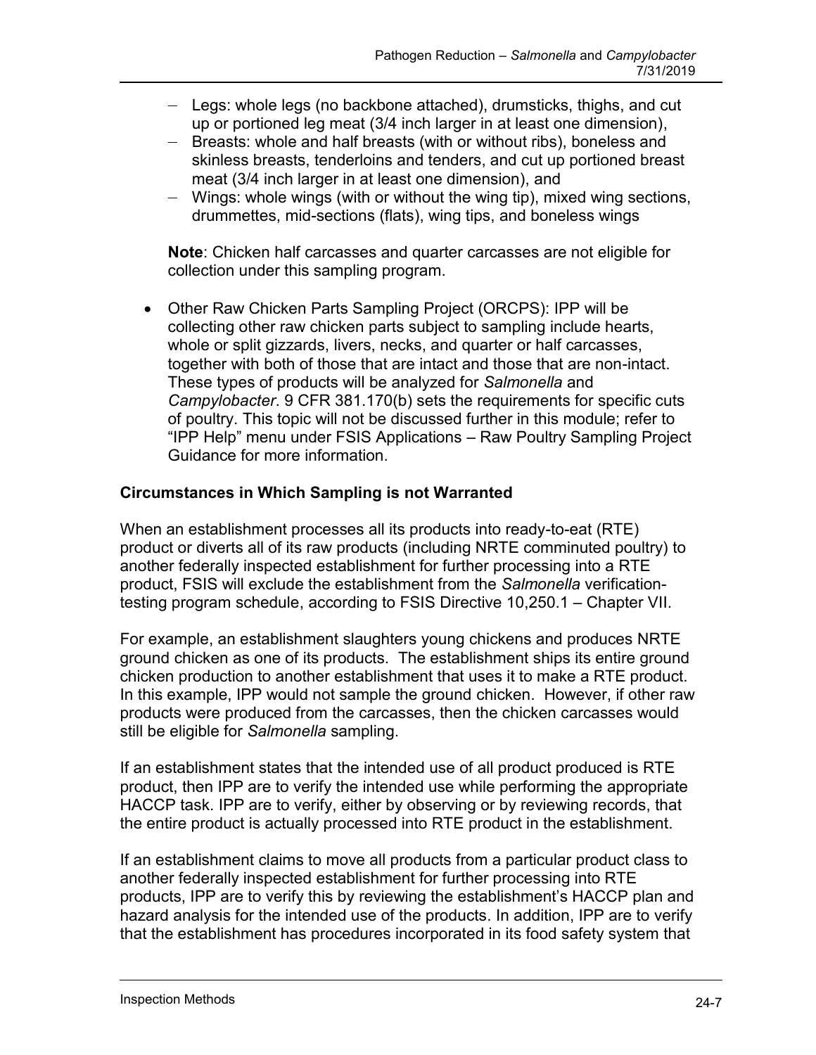- Legs: whole legs (no backbone attached), drumsticks, thighs, and cut up or portioned leg meat (3/4 inch larger in at least one dimension),
- Breasts: whole and half breasts (with or without ribs), boneless and skinless breasts, tenderloins and tenders, and cut up portioned breast meat (3/4 inch larger in at least one dimension), and
- Wings: whole wings (with or without the wing tip), mixed wing sections, drummettes, mid-sections (flats), wing tips, and boneless wings

**Note**: Chicken half carcasses and quarter carcasses are not eligible for collection under this sampling program.

- Other Raw Chicken Parts Sampling Project (ORCPS): IPP will be collecting other raw chicken parts subject to sampling include hearts, whole or split gizzards, livers, necks, and quarter or half carcasses, together with both of those that are intact and those that are non-intact. These types of products will be analyzed for *Salmonella* and *Campylobacter*. 9 CFR 381.170(b) sets the requirements for specific cuts of poultry. This topic will not be discussed further in this module; refer to "IPP Help" menu under FSIS Applications – Raw Poultry Sampling Project Guidance for more information.

**Circumstances in Which Sampling is not Warranted**

When an establishment processes all its products into ready-to-eat (RTE) product or diverts all of its raw products (including NRTE comminuted poultry) to another federally inspected establishment for further processing into a RTE product, FSIS will exclude the establishment from the *Salmonella* verification-testing program schedule, according to FSIS Directive 10,250.1 – Chapter VII.

For example, an establishment slaughters young chickens and produces NRTE ground chicken as one of its products. The establishment ships its entire ground chicken production to another establishment that uses it to make a RTE product. In this example, IPP would not sample the ground chicken. However, if other raw products were produced from the carcasses, then the chicken carcasses would still be eligible for *Salmonella* sampling.

If an establishment states that the intended use of all product produced is RTE product, then IPP are to verify the intended use while performing the appropriate HACCP task. IPP are to verify, either by observing or by reviewing records, that the entire product is actually processed into RTE product in the establishment.

If an establishment claims to move all products from a particular product class to another federally inspected establishment for further processing into RTE products, IPP are to verify this by reviewing the establishment's HACCP plan and hazard analysis for the intended use of the products. In addition, IPP are to verify that the establishment has procedures incorporated in its food safety system that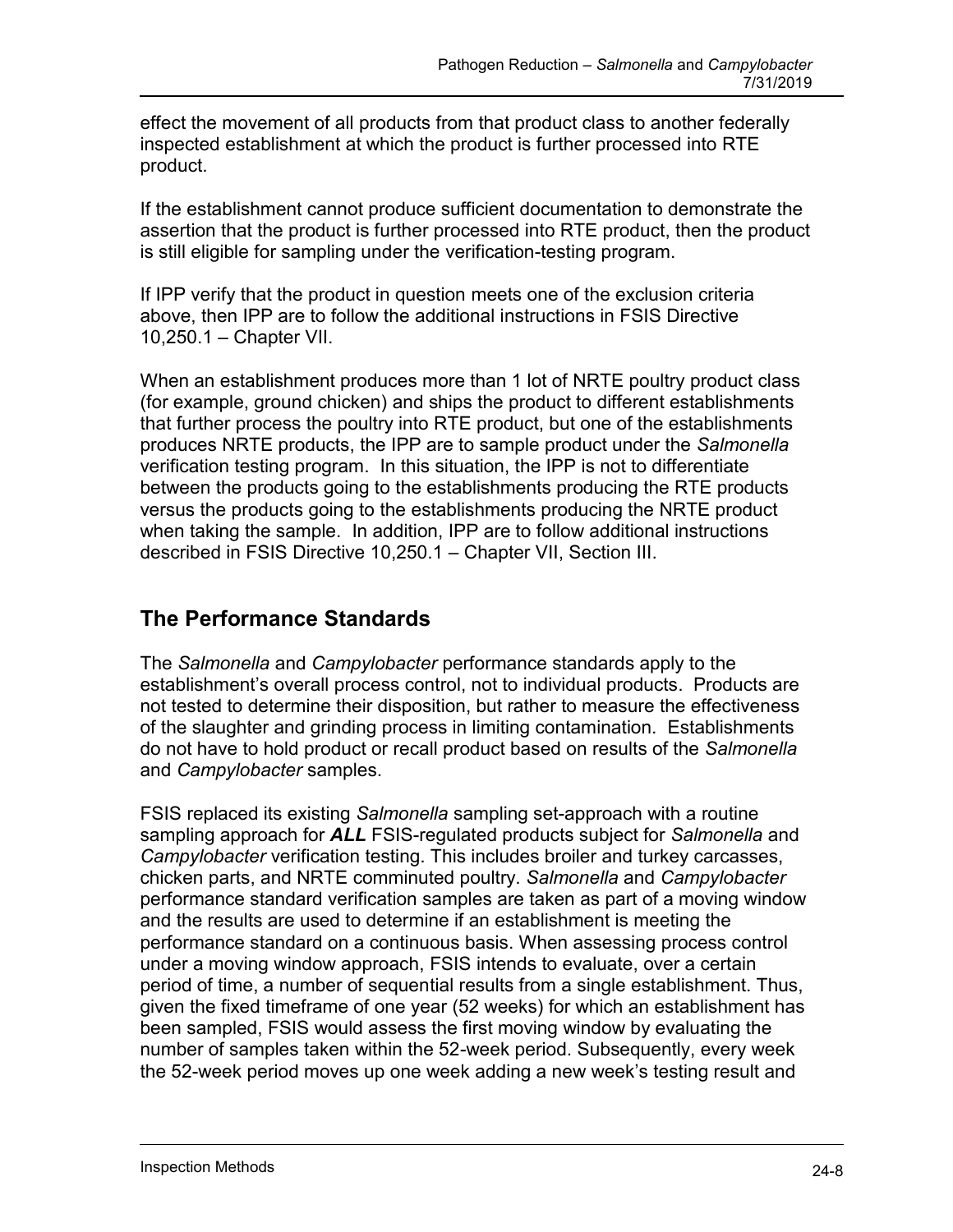effect the movement of all products from that product class to another federally inspected establishment at which the product is further processed into RTE product.

If the establishment cannot produce sufficient documentation to demonstrate the assertion that the product is further processed into RTE product, then the product is still eligible for sampling under the verification-testing program.

If IPP verify that the product in question meets one of the exclusion criteria above, then IPP are to follow the additional instructions in FSIS Directive 10,250.1 – Chapter VII.

When an establishment produces more than 1 lot of NRTE poultry product class (for example, ground chicken) and ships the product to different establishments that further process the poultry into RTE product, but one of the establishments produces NRTE products, the IPP are to sample product under the *Salmonella* verification testing program. In this situation, the IPP is not to differentiate between the products going to the establishments producing the RTE products versus the products going to the establishments producing the NRTE product when taking the sample. In addition, IPP are to follow additional instructions described in FSIS Directive 10,250.1 – Chapter VII, Section III.

## The Performance Standards

The *Salmonella* and *Campylobacter* performance standards apply to the establishment's overall process control, not to individual products. Products are not tested to determine their disposition, but rather to measure the effectiveness of the slaughter and grinding process in limiting contamination. Establishments do not have to hold product or recall product based on results of the *Salmonella* and *Campylobacter* samples.

FSIS replaced its existing *Salmonella* sampling set-approach with a routine sampling approach for ***ALL*** FSIS-regulated products subject for *Salmonella* and *Campylobacter* verification testing. This includes broiler and turkey carcasses, chicken parts, and NRTE comminuted poultry. *Salmonella* and *Campylobacter* performance standard verification samples are taken as part of a moving window and the results are used to determine if an establishment is meeting the performance standard on a continuous basis. When assessing process control under a moving window approach, FSIS intends to evaluate, over a certain period of time, a number of sequential results from a single establishment. Thus, given the fixed timeframe of one year (52 weeks) for which an establishment has been sampled, FSIS would assess the first moving window by evaluating the number of samples taken within the 52-week period. Subsequently, every week the 52-week period moves up one week adding a new week's testing result and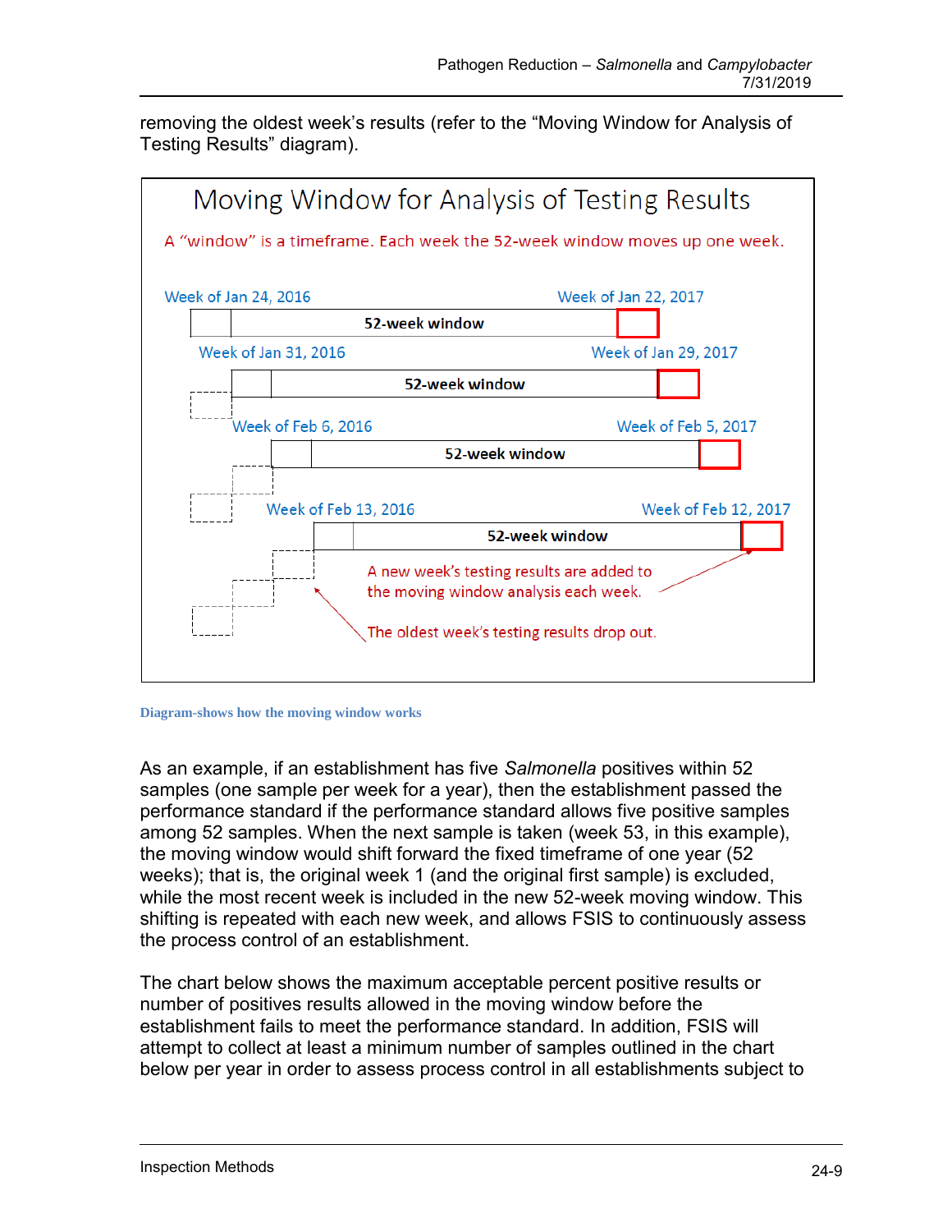removing the oldest week's results (refer to the "Moving Window for Analysis of Testing Results" diagram).

**Moving Window for Analysis of Testing Results**

A "window" is a timeframe. Each week the 52-week window moves up one week.

Week of Jan 24, 2016 — 52-week window — Week of Jan 22, 2017

Week of Jan 31, 2016 — 52-week window — Week of Jan 29, 2017

Week of Feb 6, 2016 — 52-week window — Week of Feb 5, 2017

Week of Feb 13, 2016 — 52-week window — Week of Feb 12, 2017

A new week's testing results are added to the moving window analysis each week.

The oldest week's testing results drop out.

Diagram-shows how the moving window works

As an example, if an establishment has five *Salmonella* positives within 52 samples (one sample per week for a year), then the establishment passed the performance standard if the performance standard allows five positive samples among 52 samples. When the next sample is taken (week 53, in this example), the moving window would shift forward the fixed timeframe of one year (52 weeks); that is, the original week 1 (and the original first sample) is excluded, while the most recent week is included in the new 52-week moving window. This shifting is repeated with each new week, and allows FSIS to continuously assess the process control of an establishment.

The chart below shows the maximum acceptable percent positive results or number of positives results allowed in the moving window before the establishment fails to meet the performance standard. In addition, FSIS will attempt to collect at least a minimum number of samples outlined in the chart below per year in order to assess process control in all establishments subject to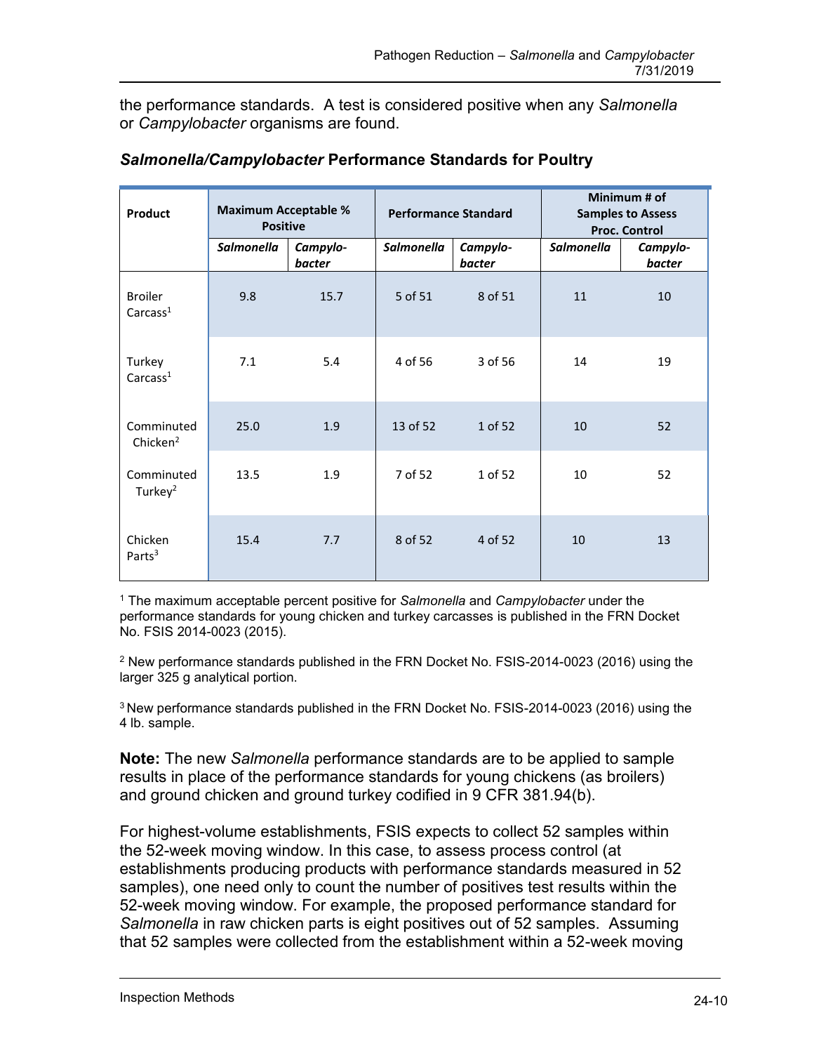the performance standards. A test is considered positive when any *Salmonella* or *Campylobacter* organisms are found.

### *Salmonella/Campylobacter* Performance Standards for Poultry

| Product | Maximum Acceptable % Positive | | Performance Standard | | Minimum # of Samples to Assess Proc. Control | |
|---|---|---|---|---|---|---|
| | *Salmonella* | *Campylo-bacter* | *Salmonella* | *Campylo-bacter* | *Salmonella* | *Campylo-bacter* |
| Broiler Carcass[1] | 9.8 | 15.7 | 5 of 51 | 8 of 51 | 11 | 10 |
| Turkey Carcass[1] | 7.1 | 5.4 | 4 of 56 | 3 of 56 | 14 | 19 |
| Comminuted Chicken[2] | 25.0 | 1.9 | 13 of 52 | 1 of 52 | 10 | 52 |
| Comminuted Turkey[2] | 13.5 | 1.9 | 7 of 52 | 1 of 52 | 10 | 52 |
| Chicken Parts[3] | 15.4 | 7.7 | 8 of 52 | 4 of 52 | 10 | 13 |

[1] The maximum acceptable percent positive for *Salmonella* and *Campylobacter* under the performance standards for young chicken and turkey carcasses is published in the FRN Docket No. FSIS 2014-0023 (2015).

[2] New performance standards published in the FRN Docket No. FSIS-2014-0023 (2016) using the larger 325 g analytical portion.

[3] New performance standards published in the FRN Docket No. FSIS-2014-0023 (2016) using the 4 lb. sample.

**Note:** The new *Salmonella* performance standards are to be applied to sample results in place of the performance standards for young chickens (as broilers) and ground chicken and ground turkey codified in 9 CFR 381.94(b).

For highest-volume establishments, FSIS expects to collect 52 samples within the 52-week moving window. In this case, to assess process control (at establishments producing products with performance standards measured in 52 samples), one need only to count the number of positives test results within the 52-week moving window. For example, the proposed performance standard for *Salmonella* in raw chicken parts is eight positives out of 52 samples. Assuming that 52 samples were collected from the establishment within a 52-week moving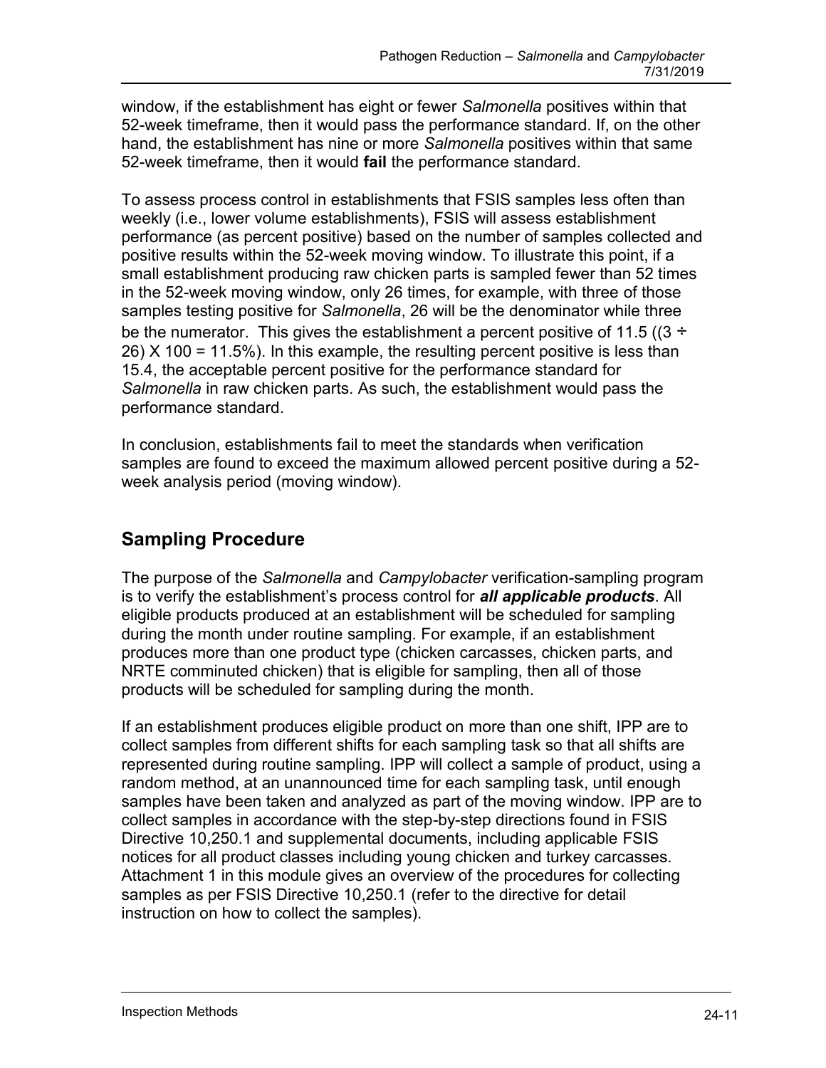window, if the establishment has eight or fewer *Salmonella* positives within that 52-week timeframe, then it would pass the performance standard. If, on the other hand, the establishment has nine or more *Salmonella* positives within that same 52-week timeframe, then it would **fail** the performance standard.

To assess process control in establishments that FSIS samples less often than weekly (i.e., lower volume establishments), FSIS will assess establishment performance (as percent positive) based on the number of samples collected and positive results within the 52-week moving window. To illustrate this point, if a small establishment producing raw chicken parts is sampled fewer than 52 times in the 52-week moving window, only 26 times, for example, with three of those samples testing positive for *Salmonella*, 26 will be the denominator while three be the numerator. This gives the establishment a percent positive of 11.5 ($(3 \div 26) \times 100 = 11.5\%$). In this example, the resulting percent positive is less than 15.4, the acceptable percent positive for the performance standard for *Salmonella* in raw chicken parts. As such, the establishment would pass the performance standard.

In conclusion, establishments fail to meet the standards when verification samples are found to exceed the maximum allowed percent positive during a 52-week analysis period (moving window).

## Sampling Procedure

The purpose of the *Salmonella* and *Campylobacter* verification-sampling program is to verify the establishment's process control for ***all applicable products***. All eligible products produced at an establishment will be scheduled for sampling during the month under routine sampling. For example, if an establishment produces more than one product type (chicken carcasses, chicken parts, and NRTE comminuted chicken) that is eligible for sampling, then all of those products will be scheduled for sampling during the month.

If an establishment produces eligible product on more than one shift, IPP are to collect samples from different shifts for each sampling task so that all shifts are represented during routine sampling. IPP will collect a sample of product, using a random method, at an unannounced time for each sampling task, until enough samples have been taken and analyzed as part of the moving window. IPP are to collect samples in accordance with the step-by-step directions found in FSIS Directive 10,250.1 and supplemental documents, including applicable FSIS notices for all product classes including young chicken and turkey carcasses. Attachment 1 in this module gives an overview of the procedures for collecting samples as per FSIS Directive 10,250.1 (refer to the directive for detail instruction on how to collect the samples).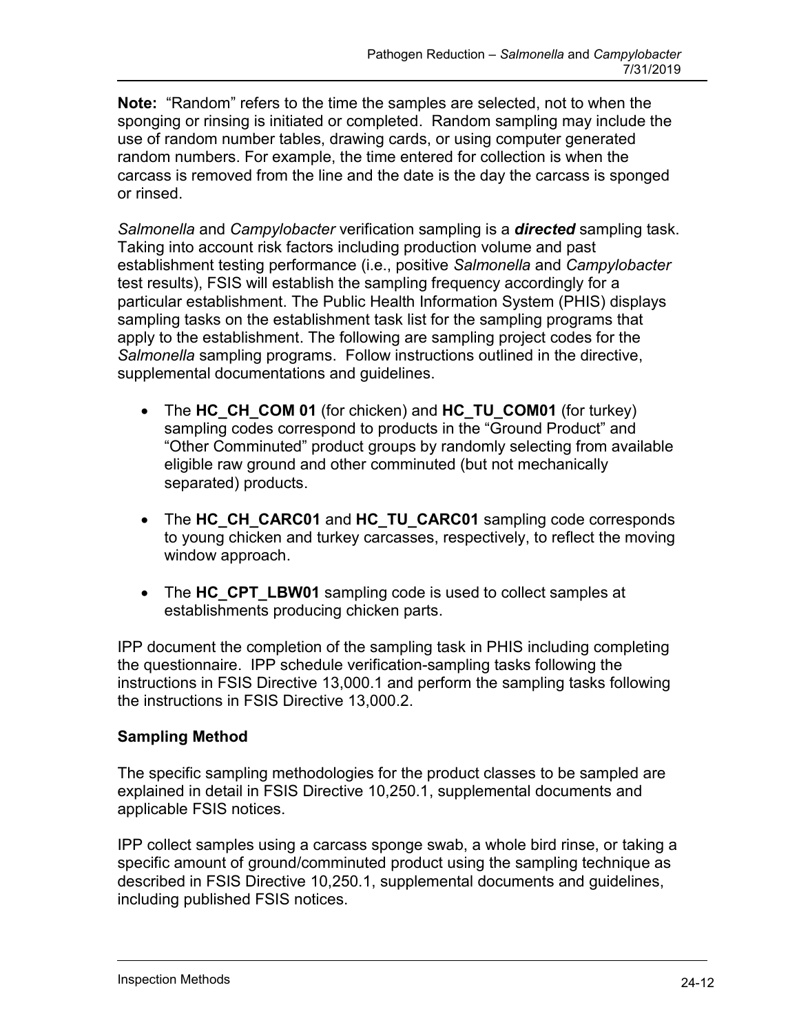**Note:** "Random" refers to the time the samples are selected, not to when the sponging or rinsing is initiated or completed. Random sampling may include the use of random number tables, drawing cards, or using computer generated random numbers. For example, the time entered for collection is when the carcass is removed from the line and the date is the day the carcass is sponged or rinsed.

*Salmonella* and *Campylobacter* verification sampling is a ***directed*** sampling task. Taking into account risk factors including production volume and past establishment testing performance (i.e., positive *Salmonella* and *Campylobacter* test results), FSIS will establish the sampling frequency accordingly for a particular establishment. The Public Health Information System (PHIS) displays sampling tasks on the establishment task list for the sampling programs that apply to the establishment. The following are sampling project codes for the *Salmonella* sampling programs. Follow instructions outlined in the directive, supplemental documentations and guidelines.

- The **HC_CH_COM 01** (for chicken) and **HC_TU_COM01** (for turkey) sampling codes correspond to products in the "Ground Product" and "Other Comminuted" product groups by randomly selecting from available eligible raw ground and other comminuted (but not mechanically separated) products.

- The **HC_CH_CARC01** and **HC_TU_CARC01** sampling code corresponds to young chicken and turkey carcasses, respectively, to reflect the moving window approach.

- The **HC_CPT_LBW01** sampling code is used to collect samples at establishments producing chicken parts.

IPP document the completion of the sampling task in PHIS including completing the questionnaire. IPP schedule verification-sampling tasks following the instructions in FSIS Directive 13,000.1 and perform the sampling tasks following the instructions in FSIS Directive 13,000.2.

## Sampling Method

The specific sampling methodologies for the product classes to be sampled are explained in detail in FSIS Directive 10,250.1, supplemental documents and applicable FSIS notices.

IPP collect samples using a carcass sponge swab, a whole bird rinse, or taking a specific amount of ground/comminuted product using the sampling technique as described in FSIS Directive 10,250.1, supplemental documents and guidelines, including published FSIS notices.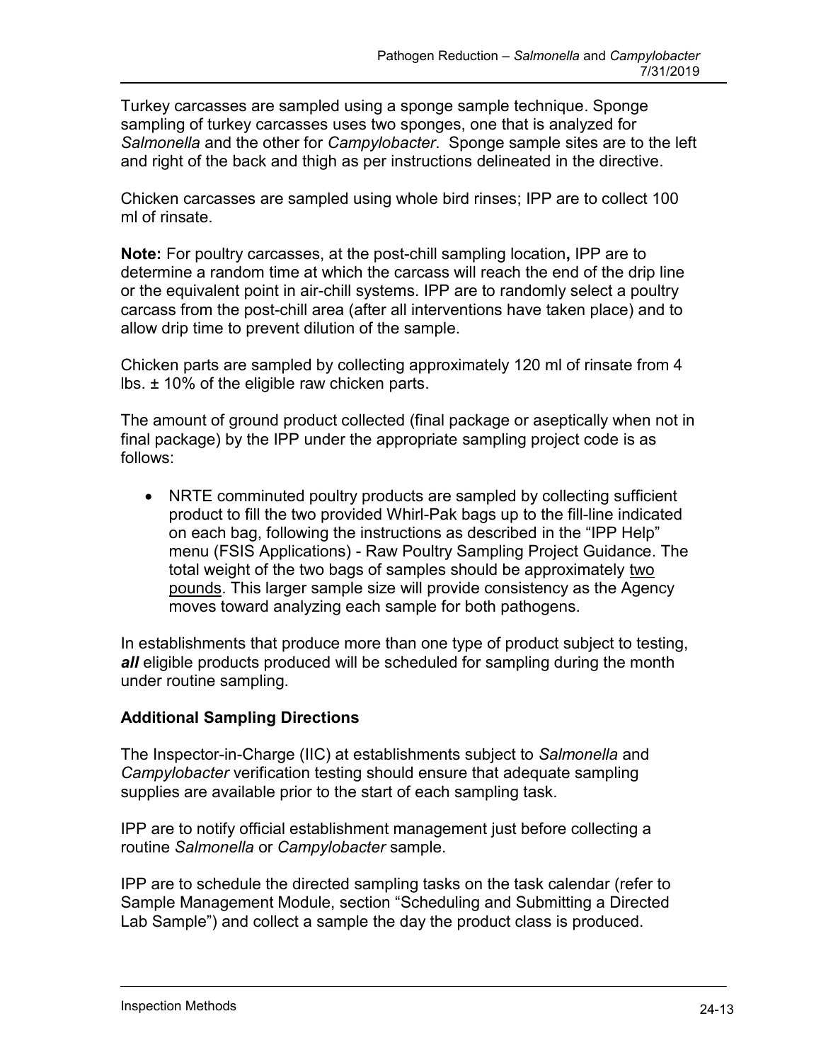Turkey carcasses are sampled using a sponge sample technique. Sponge sampling of turkey carcasses uses two sponges, one that is analyzed for *Salmonella* and the other for *Campylobacter*. Sponge sample sites are to the left and right of the back and thigh as per instructions delineated in the directive.

Chicken carcasses are sampled using whole bird rinses; IPP are to collect 100 ml of rinsate.

**Note:** For poultry carcasses, at the post-chill sampling location**,** IPP are to determine a random time at which the carcass will reach the end of the drip line or the equivalent point in air-chill systems. IPP are to randomly select a poultry carcass from the post-chill area (after all interventions have taken place) and to allow drip time to prevent dilution of the sample.

Chicken parts are sampled by collecting approximately 120 ml of rinsate from 4 lbs. ± 10% of the eligible raw chicken parts.

The amount of ground product collected (final package or aseptically when not in final package) by the IPP under the appropriate sampling project code is as follows:

- NRTE comminuted poultry products are sampled by collecting sufficient product to fill the two provided Whirl-Pak bags up to the fill-line indicated on each bag, following the instructions as described in the "IPP Help" menu (FSIS Applications) - Raw Poultry Sampling Project Guidance. The total weight of the two bags of samples should be approximately two pounds. This larger sample size will provide consistency as the Agency moves toward analyzing each sample for both pathogens.

In establishments that produce more than one type of product subject to testing, ***all*** eligible products produced will be scheduled for sampling during the month under routine sampling.

### Additional Sampling Directions

The Inspector-in-Charge (IIC) at establishments subject to *Salmonella* and *Campylobacter* verification testing should ensure that adequate sampling supplies are available prior to the start of each sampling task.

IPP are to notify official establishment management just before collecting a routine *Salmonella* or *Campylobacter* sample.

IPP are to schedule the directed sampling tasks on the task calendar (refer to Sample Management Module, section "Scheduling and Submitting a Directed Lab Sample") and collect a sample the day the product class is produced.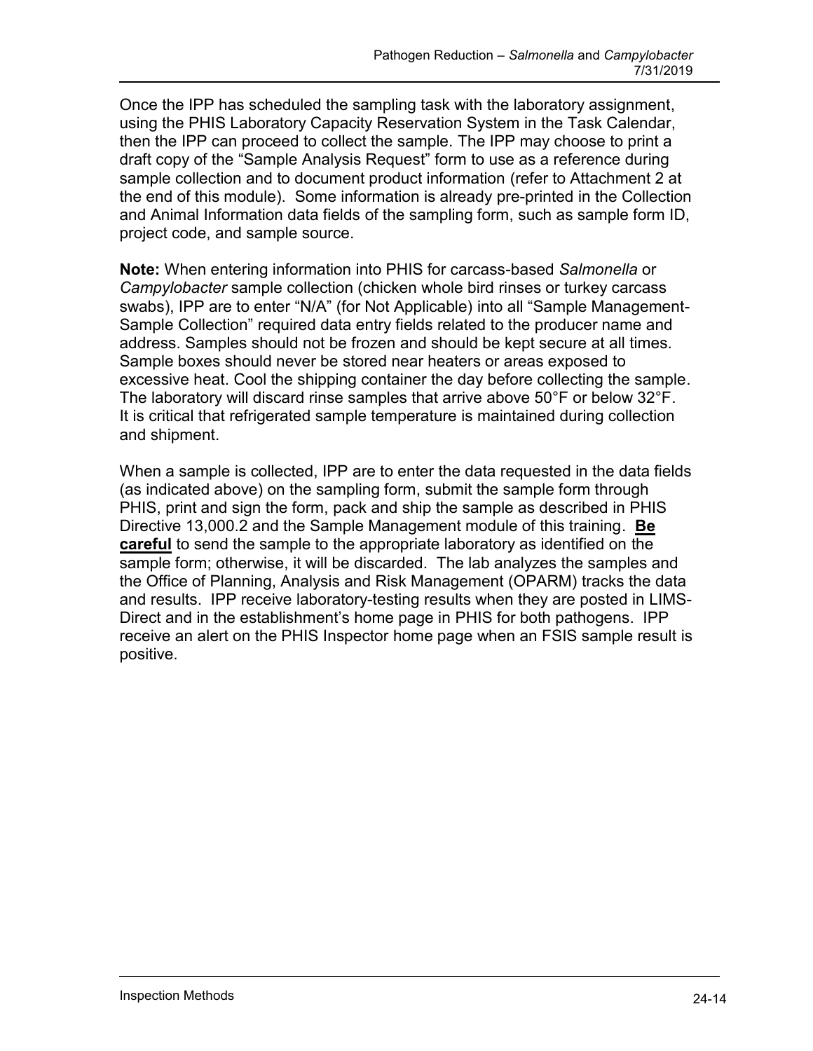Once the IPP has scheduled the sampling task with the laboratory assignment, using the PHIS Laboratory Capacity Reservation System in the Task Calendar, then the IPP can proceed to collect the sample. The IPP may choose to print a draft copy of the "Sample Analysis Request" form to use as a reference during sample collection and to document product information (refer to Attachment 2 at the end of this module). Some information is already pre-printed in the Collection and Animal Information data fields of the sampling form, such as sample form ID, project code, and sample source.

**Note:** When entering information into PHIS for carcass-based *Salmonella* or *Campylobacter* sample collection (chicken whole bird rinses or turkey carcass swabs), IPP are to enter "N/A" (for Not Applicable) into all "Sample Management-Sample Collection" required data entry fields related to the producer name and address. Samples should not be frozen and should be kept secure at all times. Sample boxes should never be stored near heaters or areas exposed to excessive heat. Cool the shipping container the day before collecting the sample. The laboratory will discard rinse samples that arrive above 50°F or below 32°F. It is critical that refrigerated sample temperature is maintained during collection and shipment.

When a sample is collected, IPP are to enter the data requested in the data fields (as indicated above) on the sampling form, submit the sample form through PHIS, print and sign the form, pack and ship the sample as described in PHIS Directive 13,000.2 and the Sample Management module of this training. **Be careful** to send the sample to the appropriate laboratory as identified on the sample form; otherwise, it will be discarded. The lab analyzes the samples and the Office of Planning, Analysis and Risk Management (OPARM) tracks the data and results. IPP receive laboratory-testing results when they are posted in LIMS-Direct and in the establishment's home page in PHIS for both pathogens. IPP receive an alert on the PHIS Inspector home page when an FSIS sample result is positive.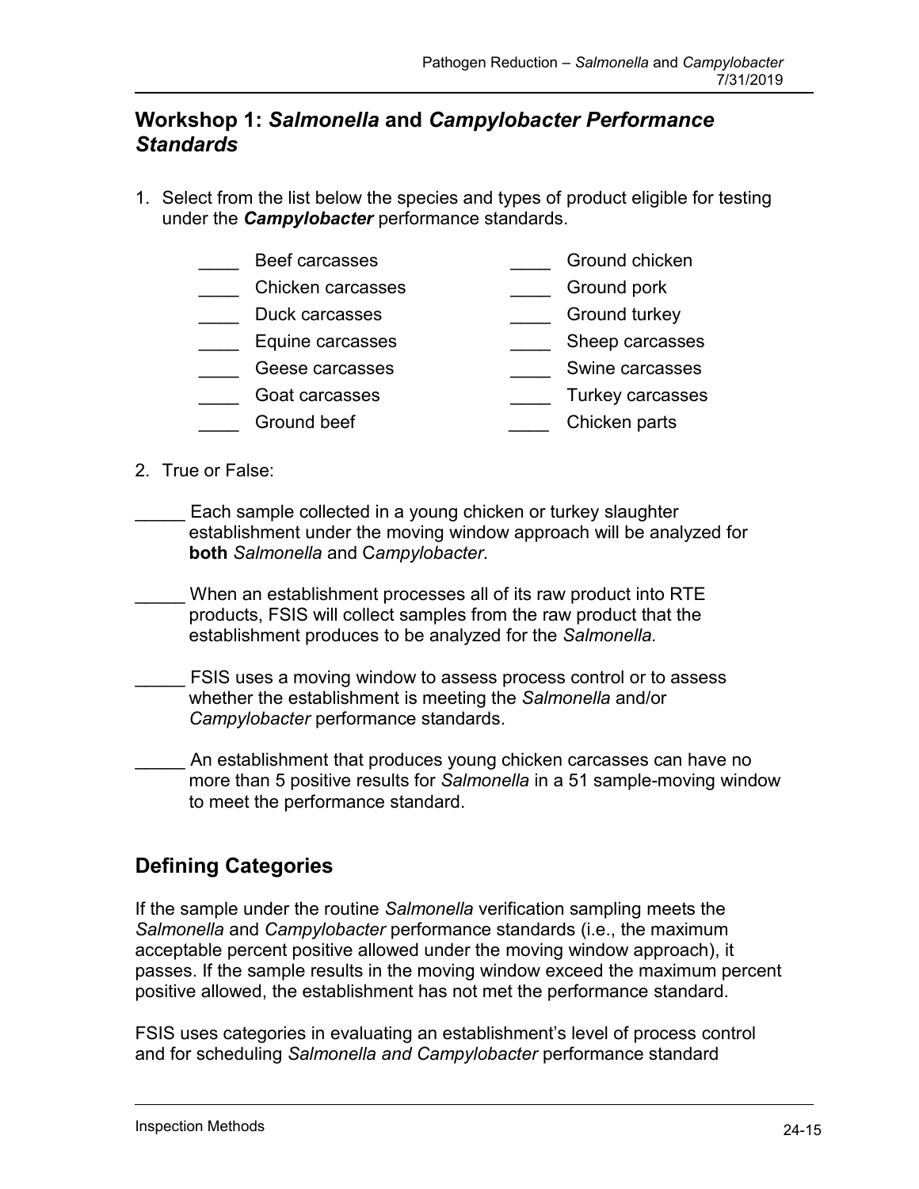## Workshop 1: *Salmonella* and *Campylobacter Performance Standards*

1. Select from the list below the species and types of product eligible for testing under the ***Campylobacter*** performance standards.

| | | | |
|---|---|---|---|
| ____ | Beef carcasses | ____ | Ground chicken |
| ____ | Chicken carcasses | ____ | Ground pork |
| ____ | Duck carcasses | ____ | Ground turkey |
| ____ | Equine carcasses | ____ | Sheep carcasses |
| ____ | Geese carcasses | ____ | Swine carcasses |
| ____ | Goat carcasses | ____ | Turkey carcasses |
| ____ | Ground beef | ____ | Chicken parts |

2. True or False:

_____ Each sample collected in a young chicken or turkey slaughter establishment under the moving window approach will be analyzed for **both** *Salmonella* and C*ampylobacter.*

_____ When an establishment processes all of its raw product into RTE products, FSIS will collect samples from the raw product that the establishment produces to be analyzed for the *Salmonella.*

_____ FSIS uses a moving window to assess process control or to assess whether the establishment is meeting the *Salmonella* and/or *Campylobacter* performance standards.

_____ An establishment that produces young chicken carcasses can have no more than 5 positive results for *Salmonella* in a 51 sample-moving window to meet the performance standard.

## Defining Categories

If the sample under the routine *Salmonella* verification sampling meets the *Salmonella* and *Campylobacter* performance standards (i.e., the maximum acceptable percent positive allowed under the moving window approach), it passes. If the sample results in the moving window exceed the maximum percent positive allowed, the establishment has not met the performance standard.

FSIS uses categories in evaluating an establishment's level of process control and for scheduling *Salmonella and Campylobacter* performance standard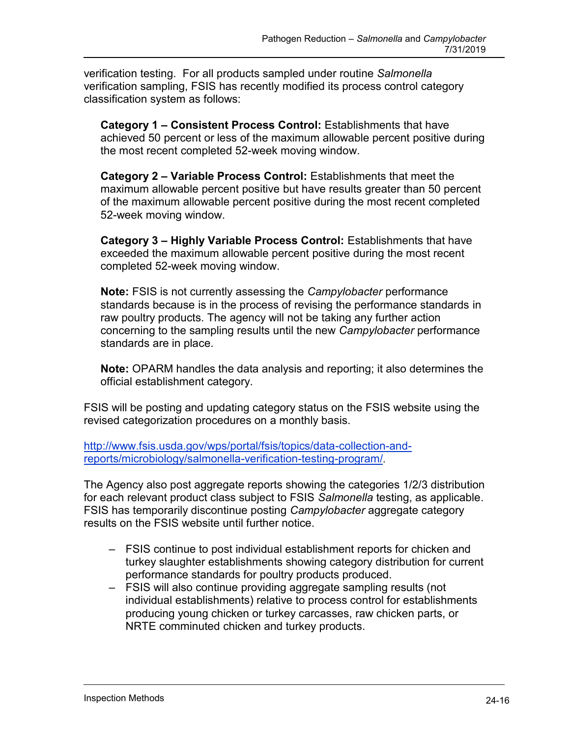verification testing. For all products sampled under routine *Salmonella* verification sampling, FSIS has recently modified its process control category classification system as follows:

> **Category 1 – Consistent Process Control:** Establishments that have achieved 50 percent or less of the maximum allowable percent positive during the most recent completed 52-week moving window.
>
> **Category 2 – Variable Process Control:** Establishments that meet the maximum allowable percent positive but have results greater than 50 percent of the maximum allowable percent positive during the most recent completed 52-week moving window.
>
> **Category 3 – Highly Variable Process Control:** Establishments that have exceeded the maximum allowable percent positive during the most recent completed 52-week moving window.
>
> **Note:** FSIS is not currently assessing the *Campylobacter* performance standards because is in the process of revising the performance standards in raw poultry products. The agency will not be taking any further action concerning to the sampling results until the new *Campylobacter* performance standards are in place.
>
> **Note:** OPARM handles the data analysis and reporting; it also determines the official establishment category.

FSIS will be posting and updating category status on the FSIS website using the revised categorization procedures on a monthly basis.

[http://www.fsis.usda.gov/wps/portal/fsis/topics/data-collection-and-reports/microbiology/salmonella-verification-testing-program/](http://www.fsis.usda.gov/wps/portal/fsis/topics/data-collection-and-reports/microbiology/salmonella-verification-testing-program/).

The Agency also post aggregate reports showing the categories 1/2/3 distribution for each relevant product class subject to FSIS *Salmonella* testing, as applicable. FSIS has temporarily discontinue posting *Campylobacter* aggregate category results on the FSIS website until further notice.

- FSIS continue to post individual establishment reports for chicken and turkey slaughter establishments showing category distribution for current performance standards for poultry products produced.
- FSIS will also continue providing aggregate sampling results (not individual establishments) relative to process control for establishments producing young chicken or turkey carcasses, raw chicken parts, or NRTE comminuted chicken and turkey products.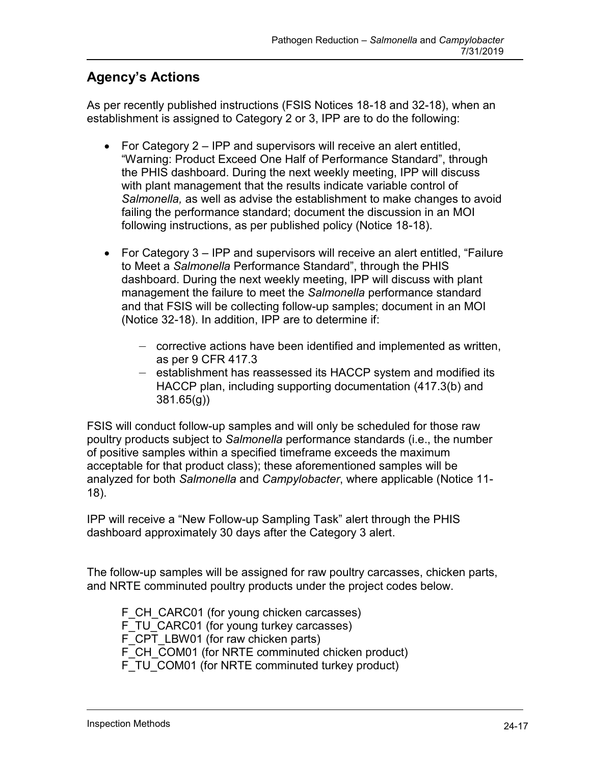## Agency's Actions

As per recently published instructions (FSIS Notices 18-18 and 32-18), when an establishment is assigned to Category 2 or 3, IPP are to do the following:

- For Category 2 – IPP and supervisors will receive an alert entitled, "Warning: Product Exceed One Half of Performance Standard", through the PHIS dashboard. During the next weekly meeting, IPP will discuss with plant management that the results indicate variable control of *Salmonella,* as well as advise the establishment to make changes to avoid failing the performance standard; document the discussion in an MOI following instructions, as per published policy (Notice 18-18).

- For Category 3 – IPP and supervisors will receive an alert entitled, "Failure to Meet a *Salmonella* Performance Standard", through the PHIS dashboard. During the next weekly meeting, IPP will discuss with plant management the failure to meet the *Salmonella* performance standard and that FSIS will be collecting follow-up samples; document in an MOI (Notice 32-18). In addition, IPP are to determine if:
  - corrective actions have been identified and implemented as written, as per 9 CFR 417.3
  - establishment has reassessed its HACCP system and modified its HACCP plan, including supporting documentation (417.3(b) and 381.65(g))

FSIS will conduct follow-up samples and will only be scheduled for those raw poultry products subject to *Salmonella* performance standards (i.e., the number of positive samples within a specified timeframe exceeds the maximum acceptable for that product class); these aforementioned samples will be analyzed for both *Salmonella* and *Campylobacter*, where applicable (Notice 11-18).

IPP will receive a "New Follow-up Sampling Task" alert through the PHIS dashboard approximately 30 days after the Category 3 alert.

The follow-up samples will be assigned for raw poultry carcasses, chicken parts, and NRTE comminuted poultry products under the project codes below.

F_CH_CARC01 (for young chicken carcasses)
F_TU_CARC01 (for young turkey carcasses)
F_CPT_LBW01 (for raw chicken parts)
F_CH_COM01 (for NRTE comminuted chicken product)
F_TU_COM01 (for NRTE comminuted turkey product)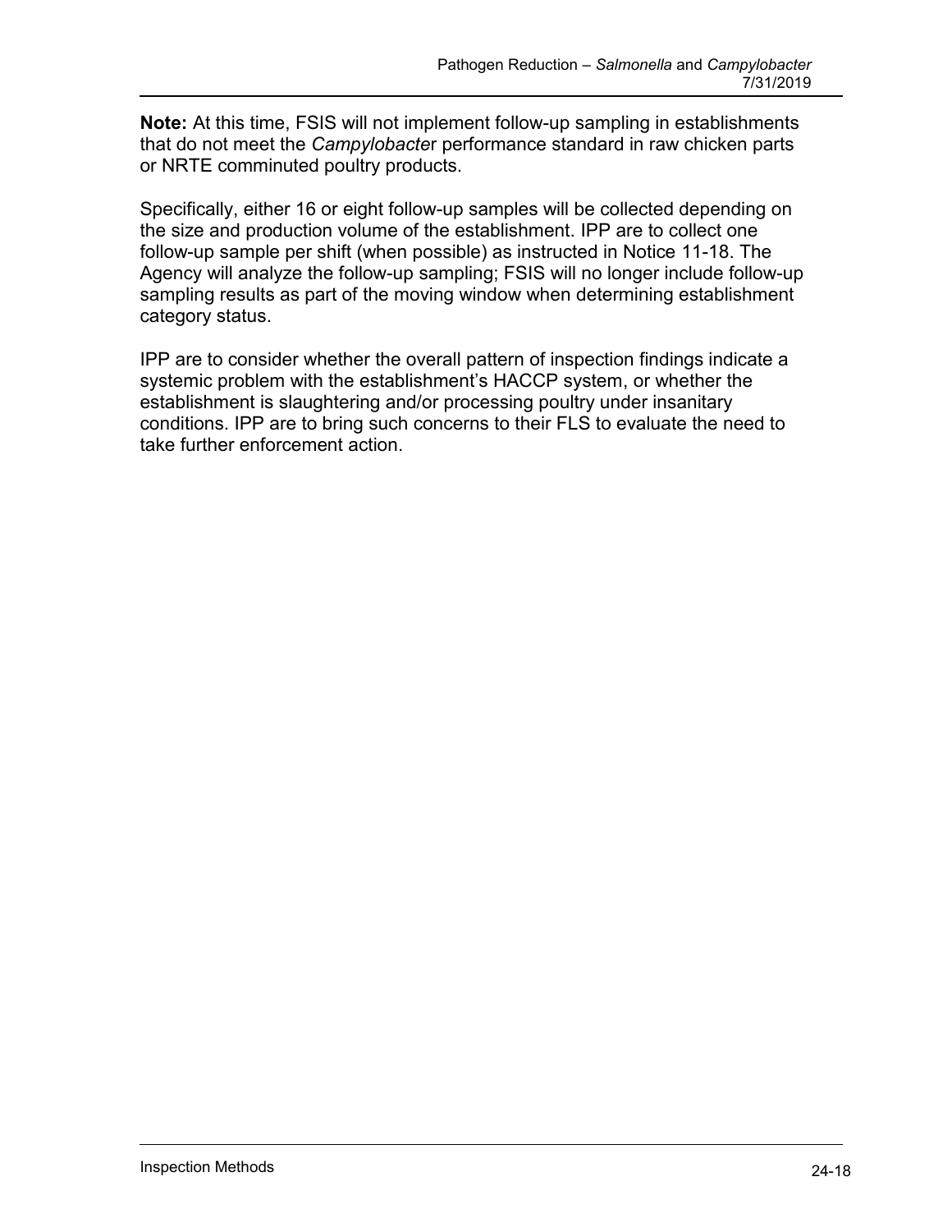**Note:** At this time, FSIS will not implement follow-up sampling in establishments that do not meet the *Campylobacte*r performance standard in raw chicken parts or NRTE comminuted poultry products.

Specifically, either 16 or eight follow-up samples will be collected depending on the size and production volume of the establishment. IPP are to collect one follow-up sample per shift (when possible) as instructed in Notice 11-18. The Agency will analyze the follow-up sampling; FSIS will no longer include follow-up sampling results as part of the moving window when determining establishment category status.

IPP are to consider whether the overall pattern of inspection findings indicate a systemic problem with the establishment's HACCP system, or whether the establishment is slaughtering and/or processing poultry under insanitary conditions. IPP are to bring such concerns to their FLS to evaluate the need to take further enforcement action.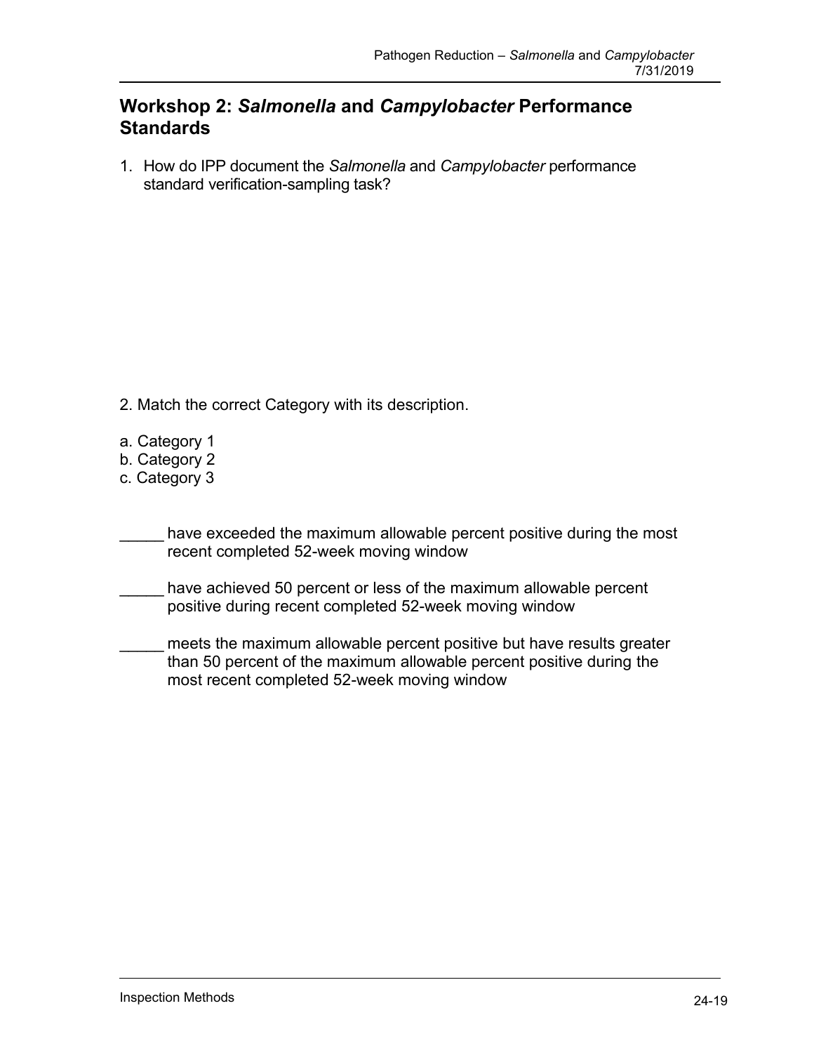## Workshop 2: *Salmonella* and *Campylobacter* Performance Standards

1. How do IPP document the *Salmonella* and *Campylobacter* performance standard verification-sampling task?

2. Match the correct Category with its description.

a. Category 1
b. Category 2
c. Category 3

_____ have exceeded the maximum allowable percent positive during the most recent completed 52-week moving window

_____ have achieved 50 percent or less of the maximum allowable percent positive during recent completed 52-week moving window

_____ meets the maximum allowable percent positive but have results greater than 50 percent of the maximum allowable percent positive during the most recent completed 52-week moving window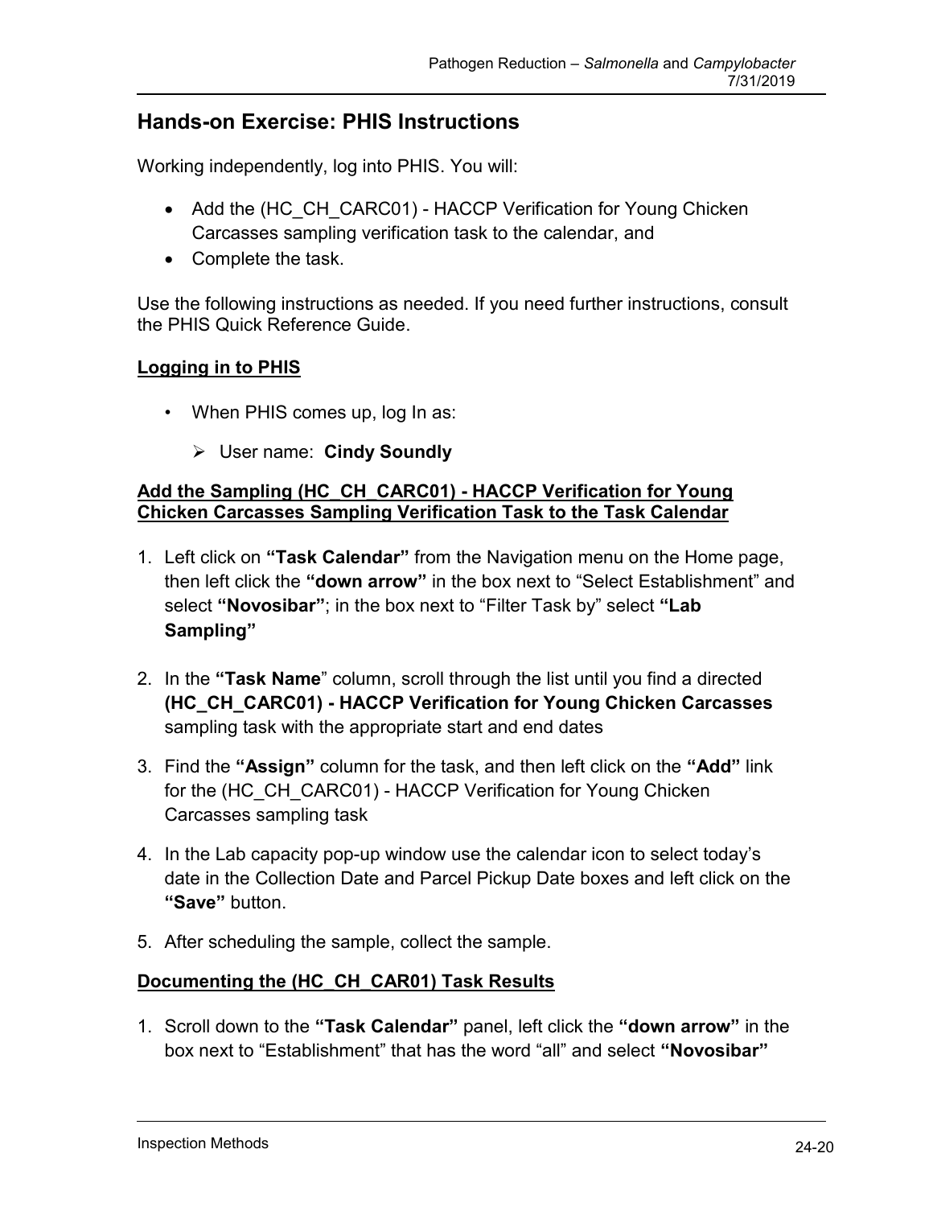## Hands-on Exercise: PHIS Instructions

Working independently, log into PHIS. You will:

- Add the (HC_CH_CARC01) - HACCP Verification for Young Chicken Carcasses sampling verification task to the calendar, and
- Complete the task.

Use the following instructions as needed. If you need further instructions, consult the PHIS Quick Reference Guide.

**Logging in to PHIS**

- When PHIS comes up, log In as:
  - User name: **Cindy Soundly**

**Add the Sampling (HC_CH_CARC01) - HACCP Verification for Young Chicken Carcasses Sampling Verification Task to the Task Calendar**

1. Left click on **"Task Calendar"** from the Navigation menu on the Home page, then left click the **"down arrow"** in the box next to "Select Establishment" and select **"Novosibar"**; in the box next to "Filter Task by" select **"Lab Sampling"**
2. In the **"Task Name**" column, scroll through the list until you find a directed **(HC_CH_CARC01) - HACCP Verification for Young Chicken Carcasses** sampling task with the appropriate start and end dates
3. Find the **"Assign"** column for the task, and then left click on the **"Add"** link for the (HC_CH_CARC01) - HACCP Verification for Young Chicken Carcasses sampling task
4. In the Lab capacity pop-up window use the calendar icon to select today's date in the Collection Date and Parcel Pickup Date boxes and left click on the **"Save"** button.
5. After scheduling the sample, collect the sample.

**Documenting the (HC_CH_CAR01) Task Results**

1. Scroll down to the **"Task Calendar"** panel, left click the **"down arrow"** in the box next to "Establishment" that has the word "all" and select **"Novosibar"**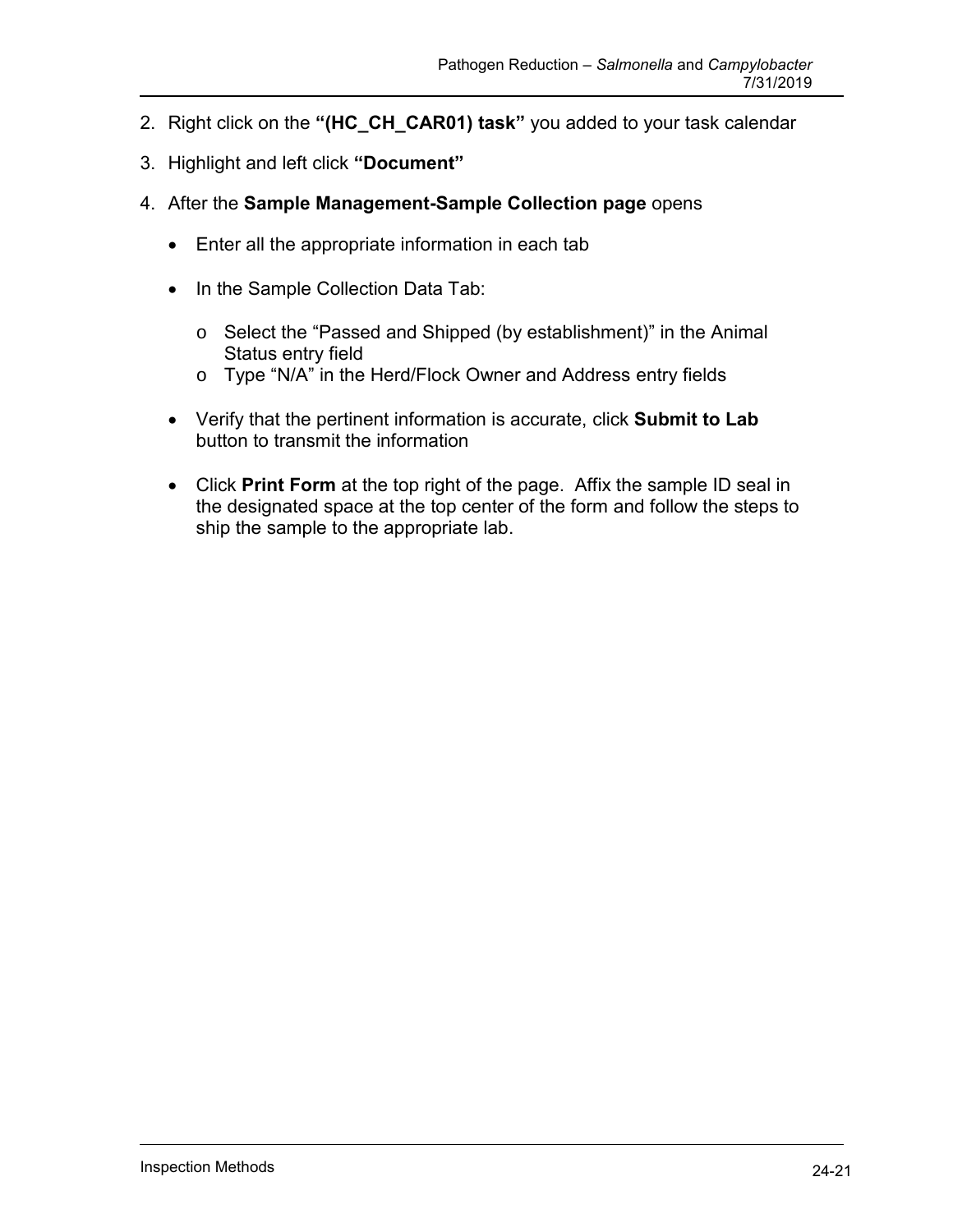2. Right click on the **"(HC_CH_CAR01) task"** you added to your task calendar
3. Highlight and left click **"Document"**
4. After the **Sample Management-Sample Collection page** opens
   - Enter all the appropriate information in each tab
   - In the Sample Collection Data Tab:
     - Select the "Passed and Shipped (by establishment)" in the Animal Status entry field
     - Type "N/A" in the Herd/Flock Owner and Address entry fields
   - Verify that the pertinent information is accurate, click **Submit to Lab** button to transmit the information
   - Click **Print Form** at the top right of the page. Affix the sample ID seal in the designated space at the top center of the form and follow the steps to ship the sample to the appropriate lab.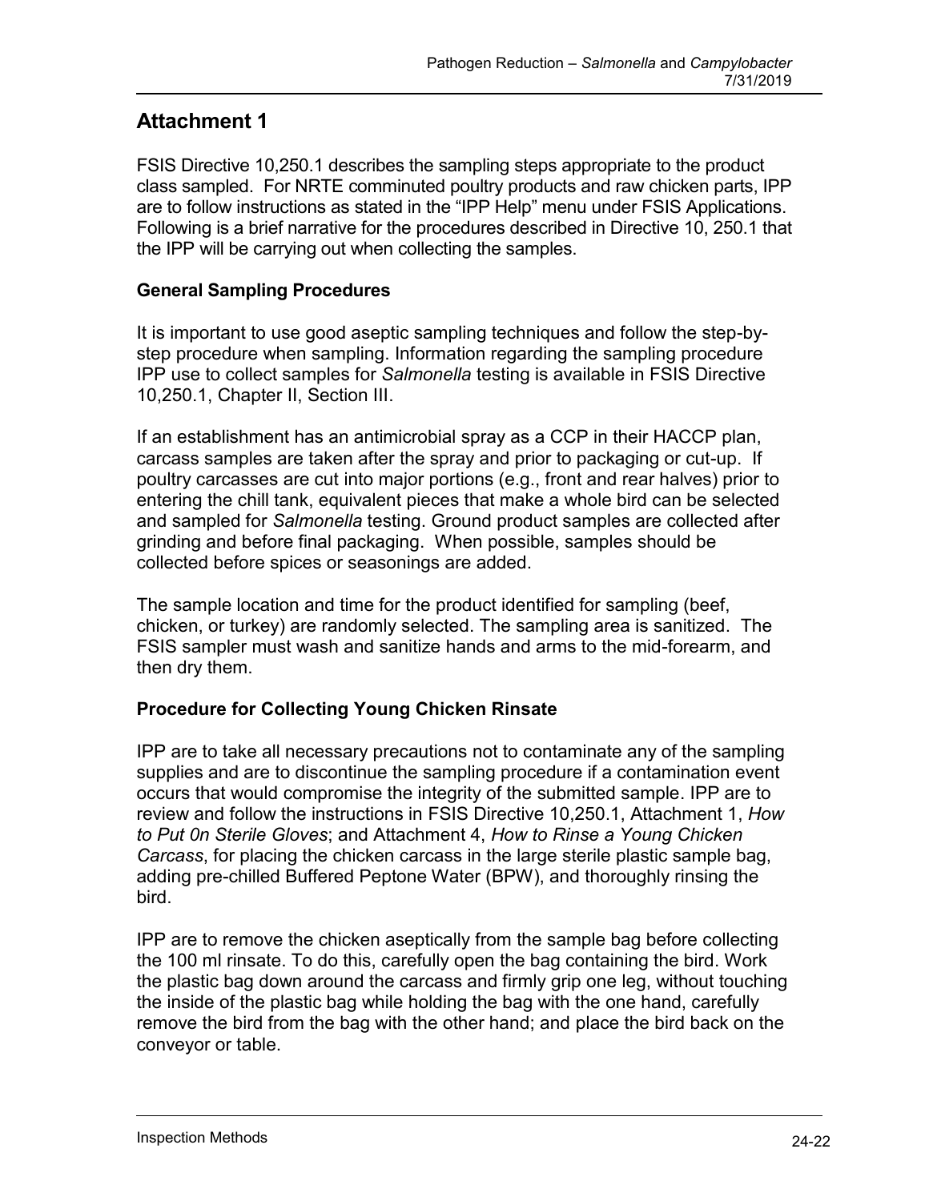# Attachment 1

FSIS Directive 10,250.1 describes the sampling steps appropriate to the product class sampled. For NRTE comminuted poultry products and raw chicken parts, IPP are to follow instructions as stated in the "IPP Help" menu under FSIS Applications. Following is a brief narrative for the procedures described in Directive 10, 250.1 that the IPP will be carrying out when collecting the samples.

## General Sampling Procedures

It is important to use good aseptic sampling techniques and follow the step-by-step procedure when sampling. Information regarding the sampling procedure IPP use to collect samples for *Salmonella* testing is available in FSIS Directive 10,250.1, Chapter II, Section III.

If an establishment has an antimicrobial spray as a CCP in their HACCP plan, carcass samples are taken after the spray and prior to packaging or cut-up. If poultry carcasses are cut into major portions (e.g., front and rear halves) prior to entering the chill tank, equivalent pieces that make a whole bird can be selected and sampled for *Salmonella* testing. Ground product samples are collected after grinding and before final packaging. When possible, samples should be collected before spices or seasonings are added.

The sample location and time for the product identified for sampling (beef, chicken, or turkey) are randomly selected. The sampling area is sanitized. The FSIS sampler must wash and sanitize hands and arms to the mid-forearm, and then dry them.

## Procedure for Collecting Young Chicken Rinsate

IPP are to take all necessary precautions not to contaminate any of the sampling supplies and are to discontinue the sampling procedure if a contamination event occurs that would compromise the integrity of the submitted sample. IPP are to review and follow the instructions in FSIS Directive 10,250.1, Attachment 1, *How to Put 0n Sterile Gloves*; and Attachment 4, *How to Rinse a Young Chicken Carcass*, for placing the chicken carcass in the large sterile plastic sample bag, adding pre-chilled Buffered Peptone Water (BPW), and thoroughly rinsing the bird.

IPP are to remove the chicken aseptically from the sample bag before collecting the 100 ml rinsate. To do this, carefully open the bag containing the bird. Work the plastic bag down around the carcass and firmly grip one leg, without touching the inside of the plastic bag while holding the bag with the one hand, carefully remove the bird from the bag with the other hand; and place the bird back on the conveyor or table.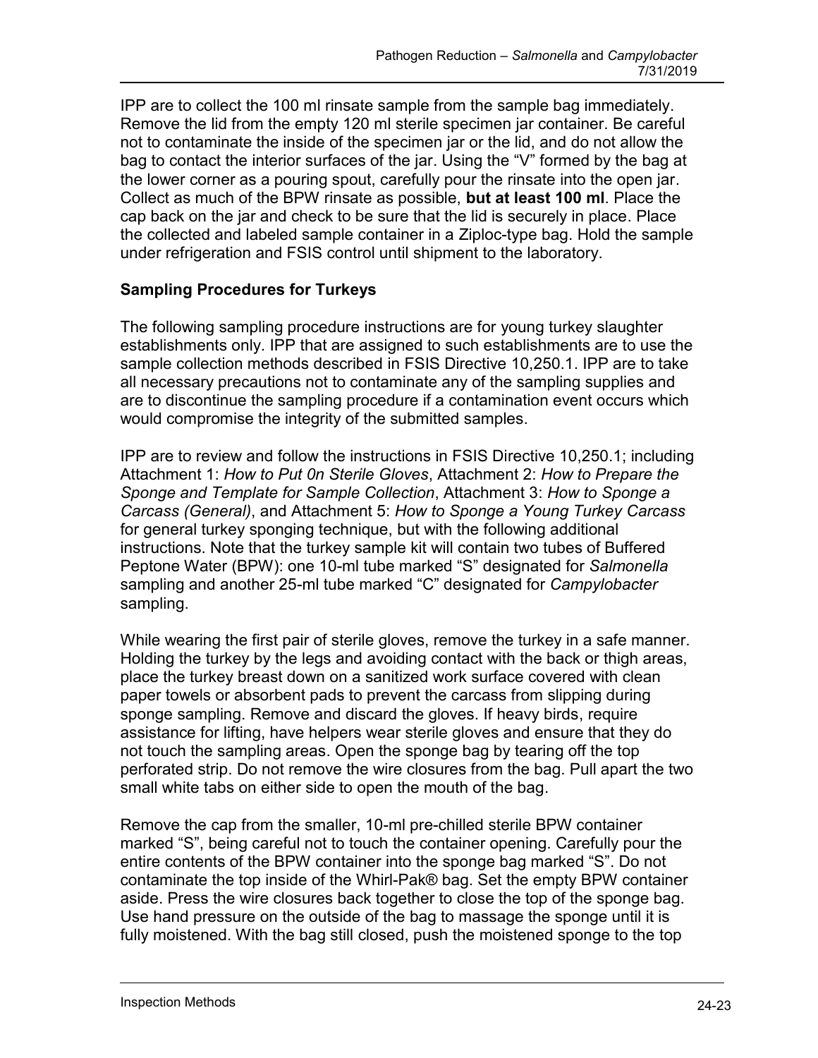IPP are to collect the 100 ml rinsate sample from the sample bag immediately. Remove the lid from the empty 120 ml sterile specimen jar container. Be careful not to contaminate the inside of the specimen jar or the lid, and do not allow the bag to contact the interior surfaces of the jar. Using the "V" formed by the bag at the lower corner as a pouring spout, carefully pour the rinsate into the open jar. Collect as much of the BPW rinsate as possible, **but at least 100 ml**. Place the cap back on the jar and check to be sure that the lid is securely in place. Place the collected and labeled sample container in a Ziploc-type bag. Hold the sample under refrigeration and FSIS control until shipment to the laboratory.

### Sampling Procedures for Turkeys

The following sampling procedure instructions are for young turkey slaughter establishments only. IPP that are assigned to such establishments are to use the sample collection methods described in FSIS Directive 10,250.1. IPP are to take all necessary precautions not to contaminate any of the sampling supplies and are to discontinue the sampling procedure if a contamination event occurs which would compromise the integrity of the submitted samples.

IPP are to review and follow the instructions in FSIS Directive 10,250.1; including Attachment 1: *How to Put 0n Sterile Gloves*, Attachment 2: *How to Prepare the Sponge and Template for Sample Collection*, Attachment 3: *How to Sponge a Carcass (General)*, and Attachment 5: *How to Sponge a Young Turkey Carcass* for general turkey sponging technique, but with the following additional instructions. Note that the turkey sample kit will contain two tubes of Buffered Peptone Water (BPW): one 10-ml tube marked "S" designated for *Salmonella* sampling and another 25-ml tube marked "C" designated for *Campylobacter* sampling.

While wearing the first pair of sterile gloves, remove the turkey in a safe manner. Holding the turkey by the legs and avoiding contact with the back or thigh areas, place the turkey breast down on a sanitized work surface covered with clean paper towels or absorbent pads to prevent the carcass from slipping during sponge sampling. Remove and discard the gloves. If heavy birds, require assistance for lifting, have helpers wear sterile gloves and ensure that they do not touch the sampling areas. Open the sponge bag by tearing off the top perforated strip. Do not remove the wire closures from the bag. Pull apart the two small white tabs on either side to open the mouth of the bag.

Remove the cap from the smaller, 10-ml pre-chilled sterile BPW container marked "S", being careful not to touch the container opening. Carefully pour the entire contents of the BPW container into the sponge bag marked "S". Do not contaminate the top inside of the Whirl-Pak® bag. Set the empty BPW container aside. Press the wire closures back together to close the top of the sponge bag. Use hand pressure on the outside of the bag to massage the sponge until it is fully moistened. With the bag still closed, push the moistened sponge to the top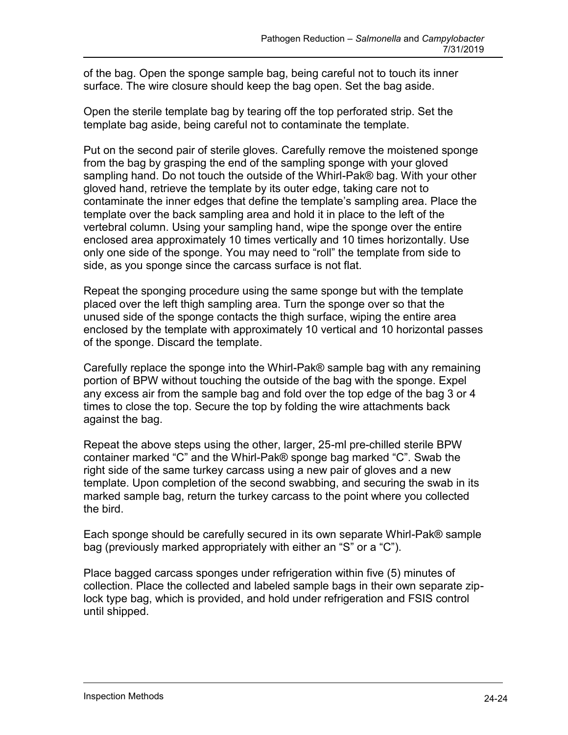of the bag. Open the sponge sample bag, being careful not to touch its inner surface. The wire closure should keep the bag open. Set the bag aside.

Open the sterile template bag by tearing off the top perforated strip. Set the template bag aside, being careful not to contaminate the template.

Put on the second pair of sterile gloves. Carefully remove the moistened sponge from the bag by grasping the end of the sampling sponge with your gloved sampling hand. Do not touch the outside of the Whirl-Pak® bag. With your other gloved hand, retrieve the template by its outer edge, taking care not to contaminate the inner edges that define the template's sampling area. Place the template over the back sampling area and hold it in place to the left of the vertebral column. Using your sampling hand, wipe the sponge over the entire enclosed area approximately 10 times vertically and 10 times horizontally. Use only one side of the sponge. You may need to "roll" the template from side to side, as you sponge since the carcass surface is not flat.

Repeat the sponging procedure using the same sponge but with the template placed over the left thigh sampling area. Turn the sponge over so that the unused side of the sponge contacts the thigh surface, wiping the entire area enclosed by the template with approximately 10 vertical and 10 horizontal passes of the sponge. Discard the template.

Carefully replace the sponge into the Whirl-Pak® sample bag with any remaining portion of BPW without touching the outside of the bag with the sponge. Expel any excess air from the sample bag and fold over the top edge of the bag 3 or 4 times to close the top. Secure the top by folding the wire attachments back against the bag.

Repeat the above steps using the other, larger, 25-ml pre-chilled sterile BPW container marked "C" and the Whirl-Pak® sponge bag marked "C". Swab the right side of the same turkey carcass using a new pair of gloves and a new template. Upon completion of the second swabbing, and securing the swab in its marked sample bag, return the turkey carcass to the point where you collected the bird.

Each sponge should be carefully secured in its own separate Whirl-Pak® sample bag (previously marked appropriately with either an "S" or a "C").

Place bagged carcass sponges under refrigeration within five (5) minutes of collection. Place the collected and labeled sample bags in their own separate zip-lock type bag, which is provided, and hold under refrigeration and FSIS control until shipped.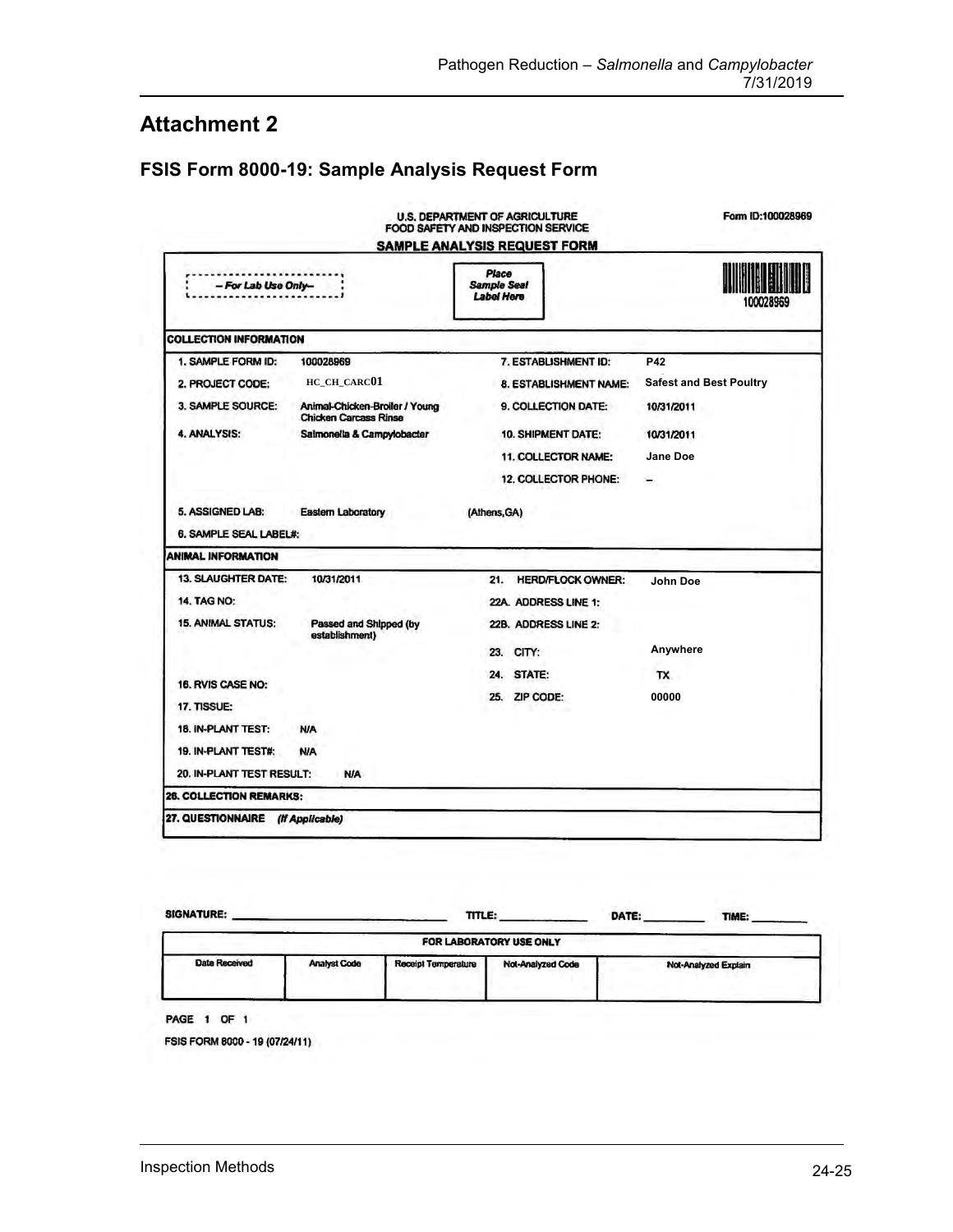# Attachment 2

## FSIS Form 8000-19: Sample Analysis Request Form

U.S. DEPARTMENT OF AGRICULTURE
FOOD SAFETY AND INSPECTION SERVICE

Form ID:100028969

**SAMPLE ANALYSIS REQUEST FORM**

– For Lab Use Only–

Place Sample Seal Label Here

100028969

**COLLECTION INFORMATION**

| | | | |
|---|---|---|---|
| 1. SAMPLE FORM ID: | 100028969 | 7. ESTABLISHMENT ID: | P42 |
| 2. PROJECT CODE: | HC_CH_CARC01 | 8. ESTABLISHMENT NAME: | Safest and Best Poultry |
| 3. SAMPLE SOURCE: | Animal-Chicken-Broiler / Young Chicken Carcass Rinse | 9. COLLECTION DATE: | 10/31/2011 |
| 4. ANALYSIS: | Salmonella & Campylobacter | 10. SHIPMENT DATE: | 10/31/2011 |
| | | 11. COLLECTOR NAME: | Jane Doe |
| | | 12. COLLECTOR PHONE: | – |
| 5. ASSIGNED LAB: | Eastern Laboratory | (Athens,GA) | |
| 6. SAMPLE SEAL LABEL#: | | | |

**ANIMAL INFORMATION**

| | | | |
|---|---|---|---|
| 13. SLAUGHTER DATE: | 10/31/2011 | 21. HERD/FLOCK OWNER: | John Doe |
| 14. TAG NO: | | 22A. ADDRESS LINE 1: | |
| 15. ANIMAL STATUS: | Passed and Shipped (by establishment) | 22B. ADDRESS LINE 2: | |
| | | 23. CITY: | Anywhere |
| 16. RVIS CASE NO: | | 24. STATE: | TX |
| 17. TISSUE: | | 25. ZIP CODE: | 00000 |
| 18. IN-PLANT TEST: | N/A | | |
| 19. IN-PLANT TEST#: | N/A | | |
| 20. IN-PLANT TEST RESULT: | N/A | | |

**26. COLLECTION REMARKS:**

**27. QUESTIONNAIRE** *(If Applicable)*

SIGNATURE: ______________________ TITLE: ____________ DATE: ________ TIME: ________

| FOR LABORATORY USE ONLY | | | | |
|---|---|---|---|---|
| Date Received | Analyst Code | Receipt Temperature | Not-Analyzed Code | Not-Analyzed Explain |
| | | | | |

PAGE 1 OF 1

FSIS FORM 8000 - 19 (07/24/11)